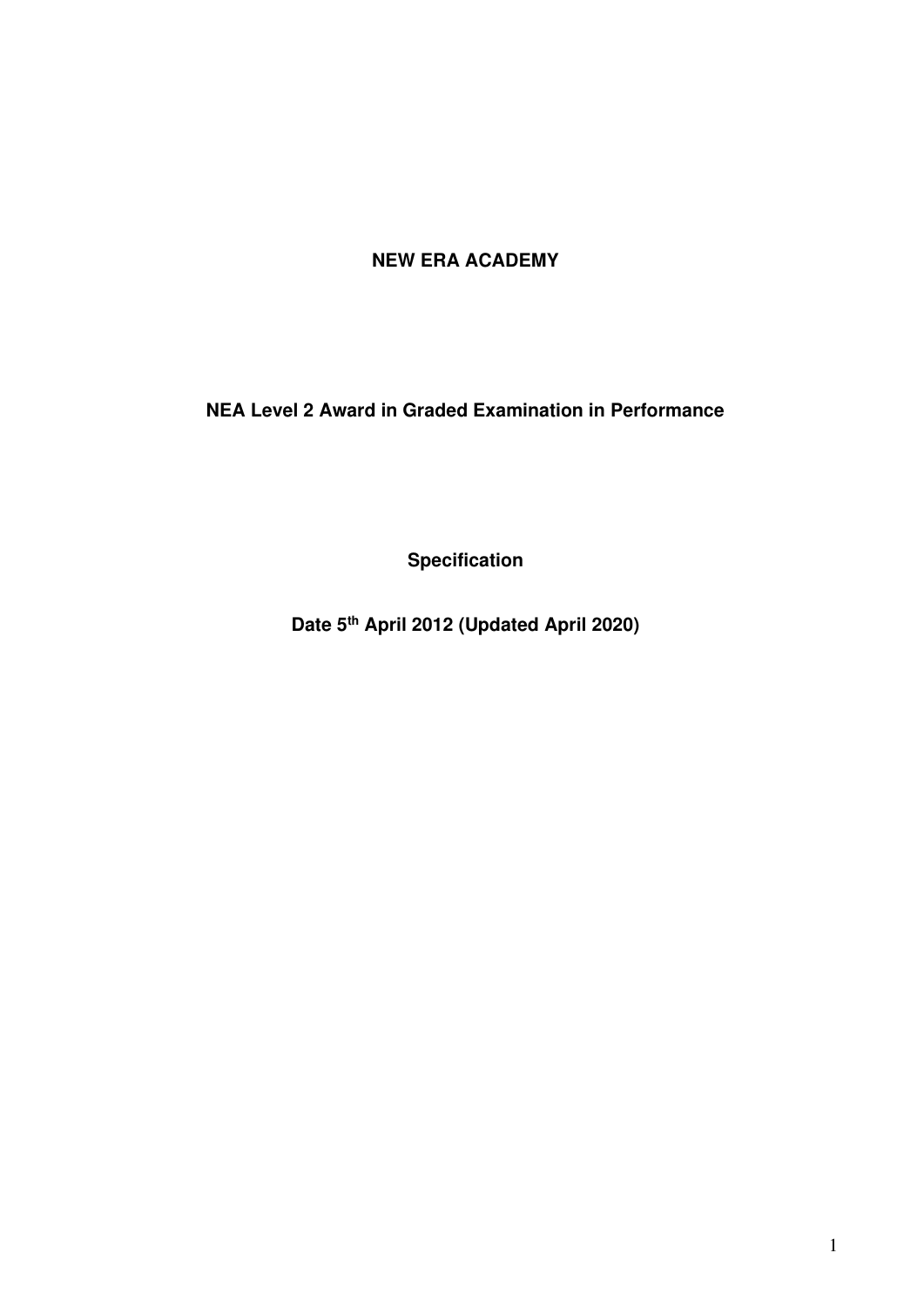# NEW ERA ACADEMY

## NEA Level 2 Award in Graded Examination in Performance

**Specification**

**Date 5th April 2012 (Updated April 2020)**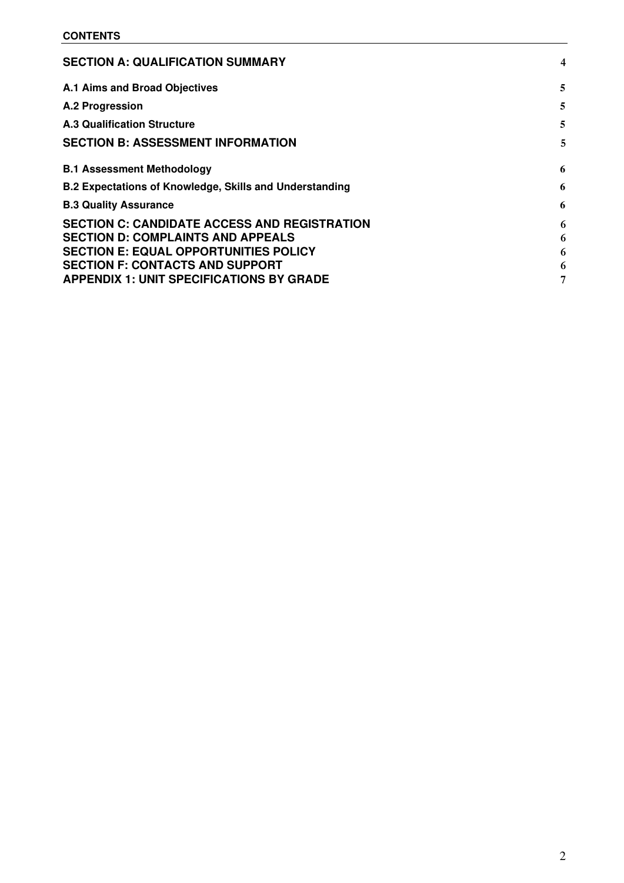**CONTENTS**

| | |
|---|---|
| **SECTION A: QUALIFICATION SUMMARY** | 4 |
| **A.1 Aims and Broad Objectives** | 5 |
| **A.2 Progression** | 5 |
| **A.3 Qualification Structure** | 5 |
| **SECTION B: ASSESSMENT INFORMATION** | 5 |
| **B.1 Assessment Methodology** | 6 |
| **B.2 Expectations of Knowledge, Skills and Understanding** | 6 |
| **B.3 Quality Assurance** | 6 |
| **SECTION C: CANDIDATE ACCESS AND REGISTRATION** | 6 |
| **SECTION D: COMPLAINTS AND APPEALS** | 6 |
| **SECTION E: EQUAL OPPORTUNITIES POLICY** | 6 |
| **SECTION F: CONTACTS AND SUPPORT** | 6 |
| **APPENDIX 1: UNIT SPECIFICATIONS BY GRADE** | 7 |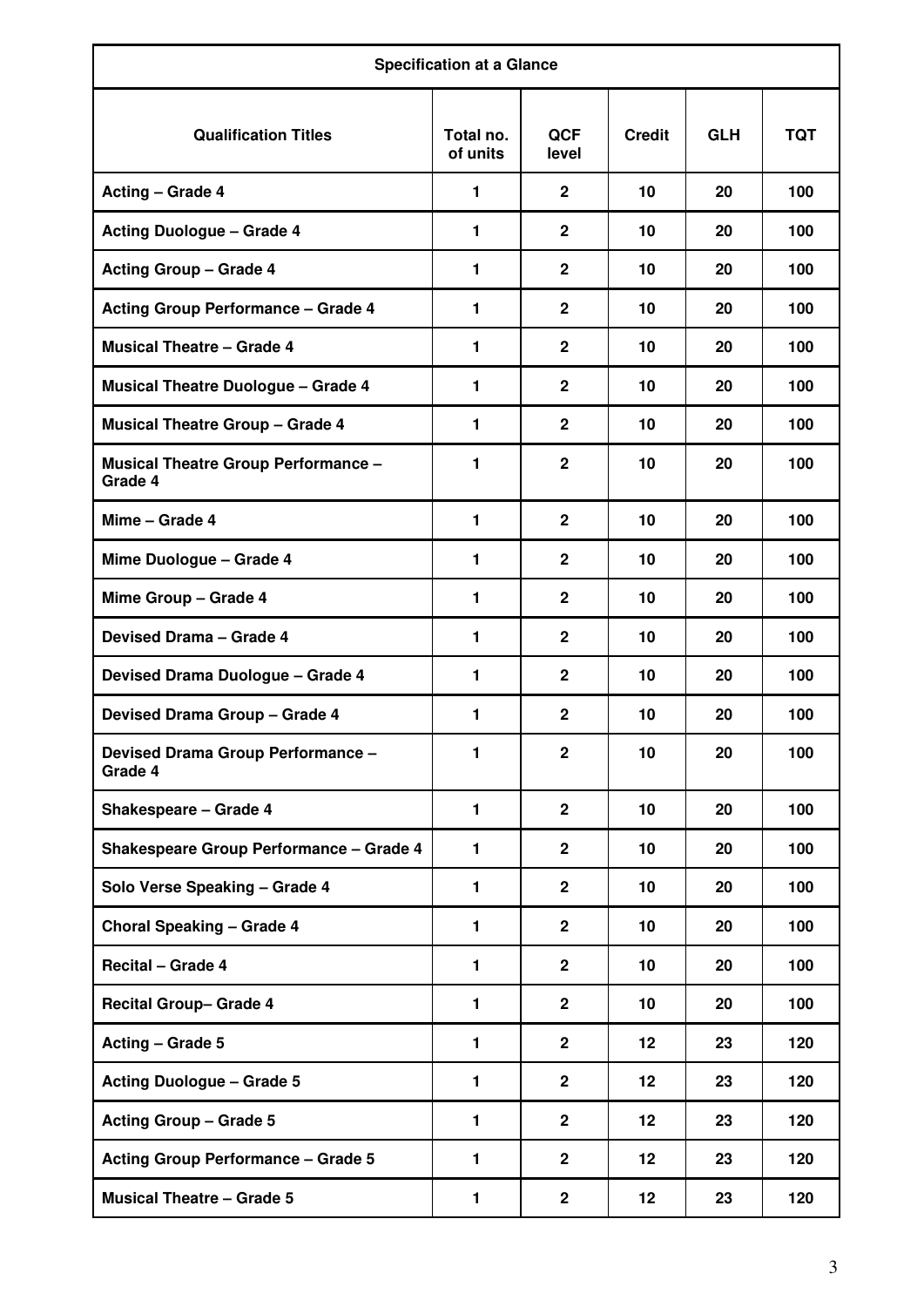| Specification at a Glance | | | | | |
|---|---|---|---|---|---|
| **Qualification Titles** | **Total no. of units** | **QCF level** | **Credit** | **GLH** | **TQT** |
| **Acting – Grade 4** | **1** | **2** | **10** | **20** | **100** |
| **Acting Duologue – Grade 4** | **1** | **2** | **10** | **20** | **100** |
| **Acting Group – Grade 4** | **1** | **2** | **10** | **20** | **100** |
| **Acting Group Performance – Grade 4** | **1** | **2** | **10** | **20** | **100** |
| **Musical Theatre – Grade 4** | **1** | **2** | **10** | **20** | **100** |
| **Musical Theatre Duologue – Grade 4** | **1** | **2** | **10** | **20** | **100** |
| **Musical Theatre Group – Grade 4** | **1** | **2** | **10** | **20** | **100** |
| **Musical Theatre Group Performance – Grade 4** | **1** | **2** | **10** | **20** | **100** |
| **Mime – Grade 4** | **1** | **2** | **10** | **20** | **100** |
| **Mime Duologue – Grade 4** | **1** | **2** | **10** | **20** | **100** |
| **Mime Group – Grade 4** | **1** | **2** | **10** | **20** | **100** |
| **Devised Drama – Grade 4** | **1** | **2** | **10** | **20** | **100** |
| **Devised Drama Duologue – Grade 4** | **1** | **2** | **10** | **20** | **100** |
| **Devised Drama Group – Grade 4** | **1** | **2** | **10** | **20** | **100** |
| **Devised Drama Group Performance – Grade 4** | **1** | **2** | **10** | **20** | **100** |
| **Shakespeare – Grade 4** | **1** | **2** | **10** | **20** | **100** |
| **Shakespeare Group Performance – Grade 4** | **1** | **2** | **10** | **20** | **100** |
| **Solo Verse Speaking – Grade 4** | **1** | **2** | **10** | **20** | **100** |
| **Choral Speaking – Grade 4** | **1** | **2** | **10** | **20** | **100** |
| **Recital – Grade 4** | **1** | **2** | **10** | **20** | **100** |
| **Recital Group– Grade 4** | **1** | **2** | **10** | **20** | **100** |
| **Acting – Grade 5** | **1** | **2** | **12** | **23** | **120** |
| **Acting Duologue – Grade 5** | **1** | **2** | **12** | **23** | **120** |
| **Acting Group – Grade 5** | **1** | **2** | **12** | **23** | **120** |
| **Acting Group Performance – Grade 5** | **1** | **2** | **12** | **23** | **120** |
| **Musical Theatre – Grade 5** | **1** | **2** | **12** | **23** | **120** |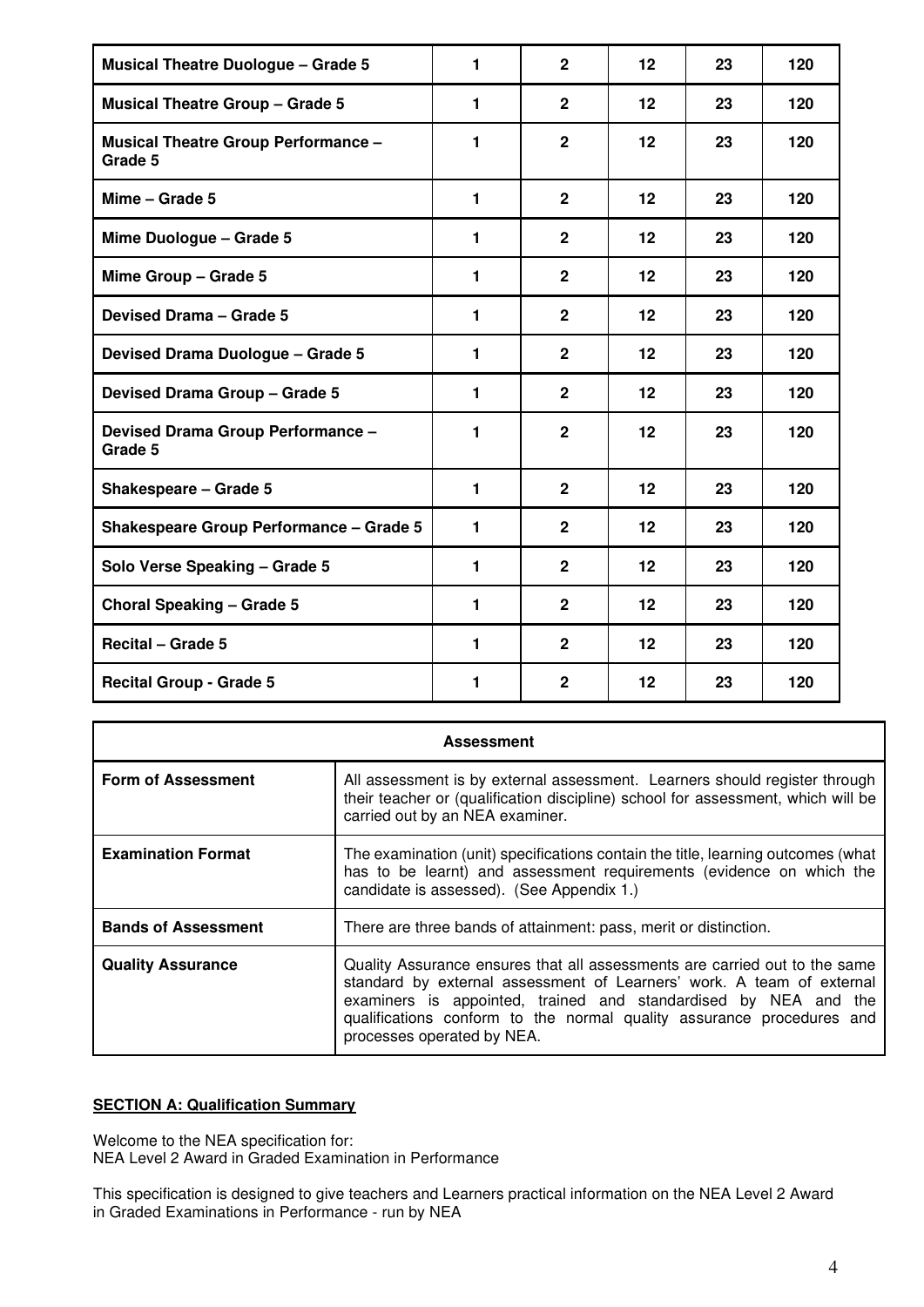| | | | | | |
|---|---|---|---|---|---|
| **Musical Theatre Duologue – Grade 5** | **1** | **2** | **12** | **23** | **120** |
| **Musical Theatre Group – Grade 5** | **1** | **2** | **12** | **23** | **120** |
| **Musical Theatre Group Performance – Grade 5** | **1** | **2** | **12** | **23** | **120** |
| **Mime – Grade 5** | **1** | **2** | **12** | **23** | **120** |
| **Mime Duologue – Grade 5** | **1** | **2** | **12** | **23** | **120** |
| **Mime Group – Grade 5** | **1** | **2** | **12** | **23** | **120** |
| **Devised Drama – Grade 5** | **1** | **2** | **12** | **23** | **120** |
| **Devised Drama Duologue – Grade 5** | **1** | **2** | **12** | **23** | **120** |
| **Devised Drama Group – Grade 5** | **1** | **2** | **12** | **23** | **120** |
| **Devised Drama Group Performance – Grade 5** | **1** | **2** | **12** | **23** | **120** |
| **Shakespeare – Grade 5** | **1** | **2** | **12** | **23** | **120** |
| **Shakespeare Group Performance – Grade 5** | **1** | **2** | **12** | **23** | **120** |
| **Solo Verse Speaking – Grade 5** | **1** | **2** | **12** | **23** | **120** |
| **Choral Speaking – Grade 5** | **1** | **2** | **12** | **23** | **120** |
| **Recital – Grade 5** | **1** | **2** | **12** | **23** | **120** |
| **Recital Group - Grade 5** | **1** | **2** | **12** | **23** | **120** |

| **Assessment** | |
|---|---|
| **Form of Assessment** | All assessment is by external assessment. Learners should register through their teacher or (qualification discipline) school for assessment, which will be carried out by an NEA examiner. |
| **Examination Format** | The examination (unit) specifications contain the title, learning outcomes (what has to be learnt) and assessment requirements (evidence on which the candidate is assessed). (See Appendix 1.) |
| **Bands of Assessment** | There are three bands of attainment: pass, merit or distinction. |
| **Quality Assurance** | Quality Assurance ensures that all assessments are carried out to the same standard by external assessment of Learners' work. A team of external examiners is appointed, trained and standardised by NEA and the qualifications conform to the normal quality assurance procedures and processes operated by NEA. |

**SECTION A: Qualification Summary**

Welcome to the NEA specification for:
NEA Level 2 Award in Graded Examination in Performance

This specification is designed to give teachers and Learners practical information on the NEA Level 2 Award in Graded Examinations in Performance - run by NEA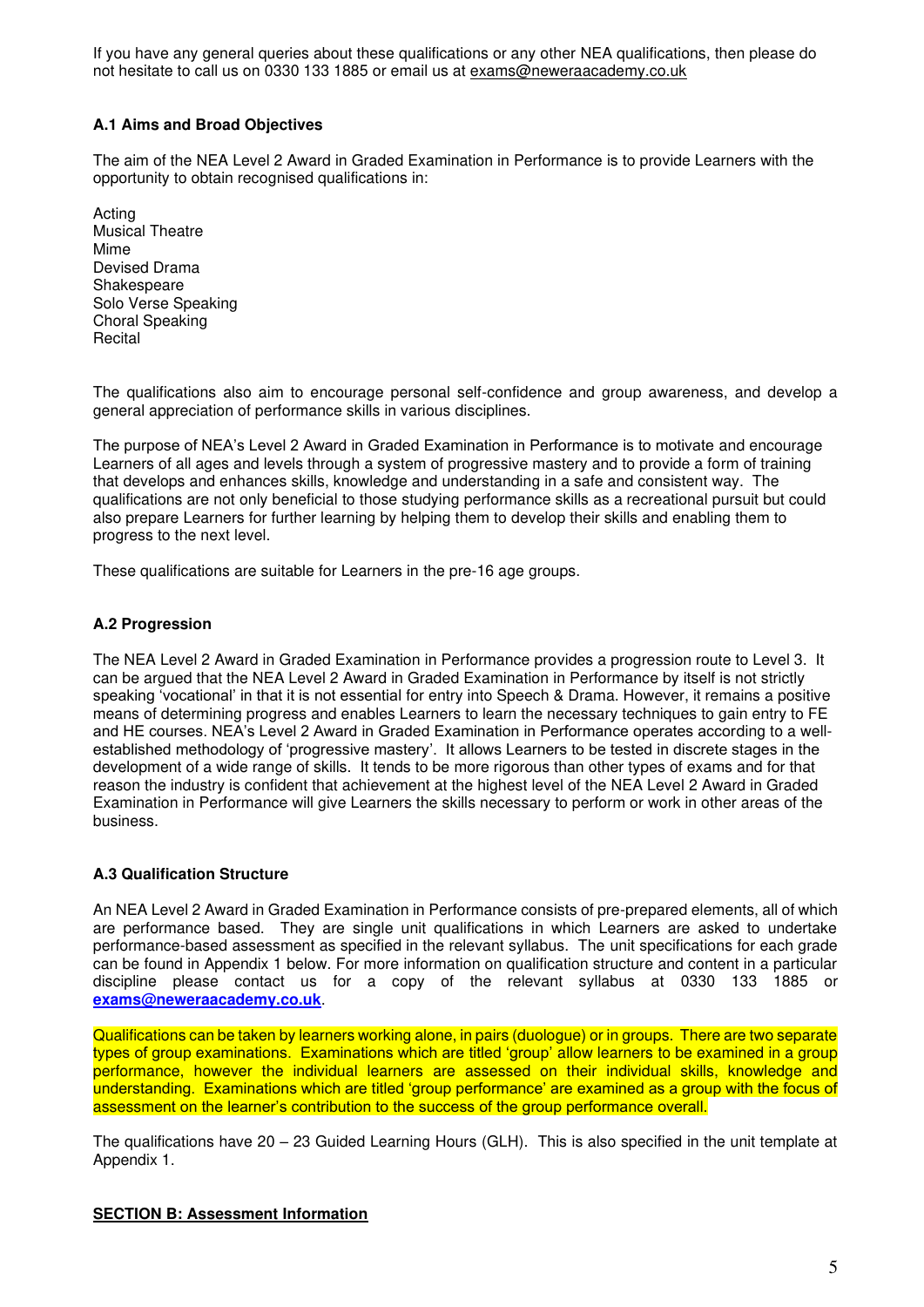If you have any general queries about these qualifications or any other NEA qualifications, then please do not hesitate to call us on 0330 133 1885 or email us at exams@neweraacademy.co.uk

**A.1 Aims and Broad Objectives**

The aim of the NEA Level 2 Award in Graded Examination in Performance is to provide Learners with the opportunity to obtain recognised qualifications in:

Acting
Musical Theatre
Mime
Devised Drama
Shakespeare
Solo Verse Speaking
Choral Speaking
Recital

The qualifications also aim to encourage personal self-confidence and group awareness, and develop a general appreciation of performance skills in various disciplines.

The purpose of NEA's Level 2 Award in Graded Examination in Performance is to motivate and encourage Learners of all ages and levels through a system of progressive mastery and to provide a form of training that develops and enhances skills, knowledge and understanding in a safe and consistent way. The qualifications are not only beneficial to those studying performance skills as a recreational pursuit but could also prepare Learners for further learning by helping them to develop their skills and enabling them to progress to the next level.

These qualifications are suitable for Learners in the pre-16 age groups.

**A.2 Progression**

The NEA Level 2 Award in Graded Examination in Performance provides a progression route to Level 3. It can be argued that the NEA Level 2 Award in Graded Examination in Performance by itself is not strictly speaking 'vocational' in that it is not essential for entry into Speech & Drama. However, it remains a positive means of determining progress and enables Learners to learn the necessary techniques to gain entry to FE and HE courses. NEA's Level 2 Award in Graded Examination in Performance operates according to a well-established methodology of 'progressive mastery'. It allows Learners to be tested in discrete stages in the development of a wide range of skills. It tends to be more rigorous than other types of exams and for that reason the industry is confident that achievement at the highest level of the NEA Level 2 Award in Graded Examination in Performance will give Learners the skills necessary to perform or work in other areas of the business.

**A.3 Qualification Structure**

An NEA Level 2 Award in Graded Examination in Performance consists of pre-prepared elements, all of which are performance based. They are single unit qualifications in which Learners are asked to undertake performance-based assessment as specified in the relevant syllabus. The unit specifications for each grade can be found in Appendix 1 below. For more information on qualification structure and content in a particular discipline please contact us for a copy of the relevant syllabus at 0330 133 1885 or **exams@neweraacademy.co.uk**.

Qualifications can be taken by learners working alone, in pairs (duologue) or in groups. There are two separate types of group examinations. Examinations which are titled 'group' allow learners to be examined in a group performance, however the individual learners are assessed on their individual skills, knowledge and understanding. Examinations which are titled 'group performance' are examined as a group with the focus of assessment on the learner's contribution to the success of the group performance overall.

The qualifications have 20 – 23 Guided Learning Hours (GLH). This is also specified in the unit template at Appendix 1.

**SECTION B: Assessment Information**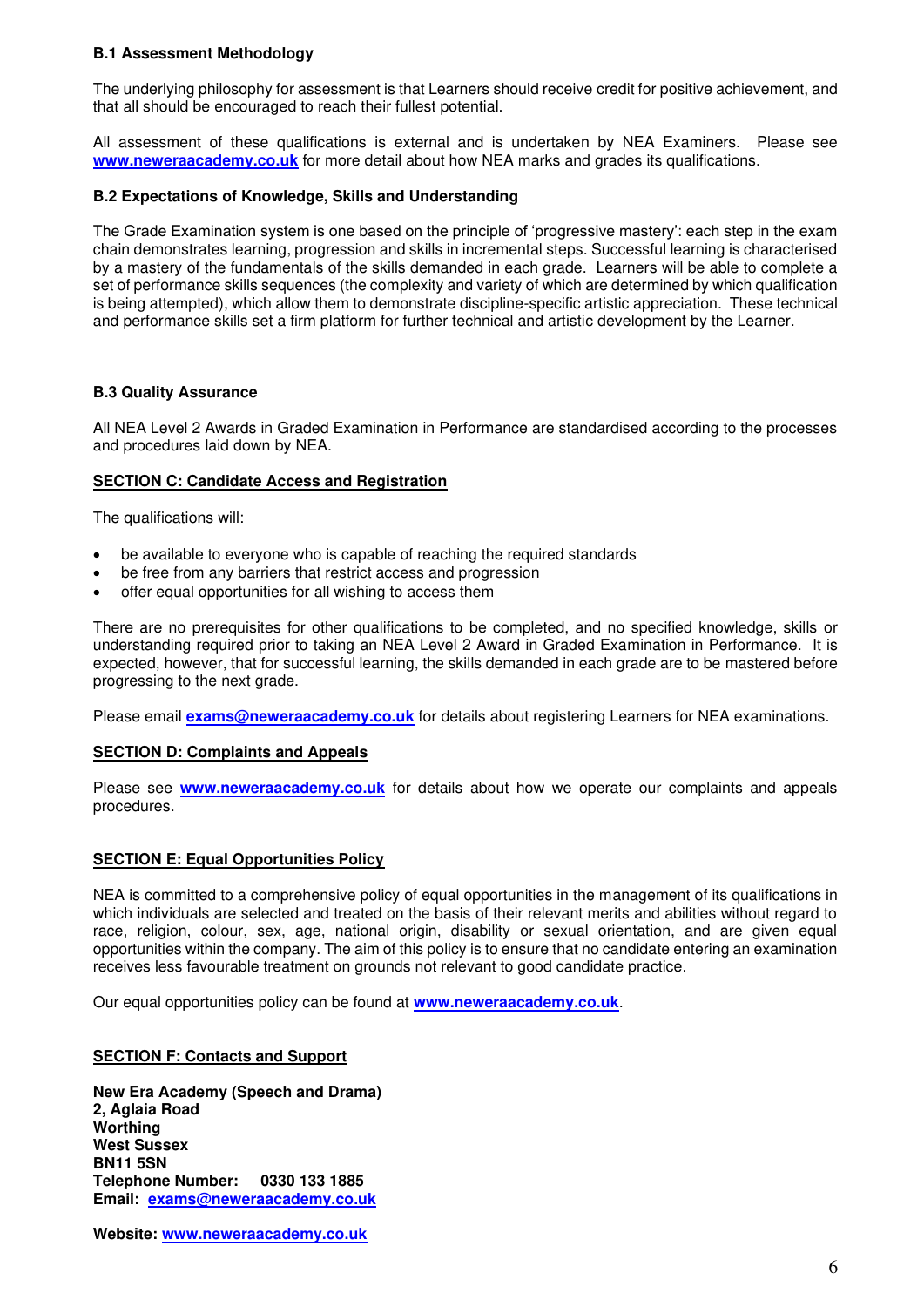### B.1 Assessment Methodology

The underlying philosophy for assessment is that Learners should receive credit for positive achievement, and that all should be encouraged to reach their fullest potential.

All assessment of these qualifications is external and is undertaken by NEA Examiners. Please see **www.neweraacademy.co.uk** for more detail about how NEA marks and grades its qualifications.

### B.2 Expectations of Knowledge, Skills and Understanding

The Grade Examination system is one based on the principle of 'progressive mastery': each step in the exam chain demonstrates learning, progression and skills in incremental steps. Successful learning is characterised by a mastery of the fundamentals of the skills demanded in each grade. Learners will be able to complete a set of performance skills sequences (the complexity and variety of which are determined by which qualification is being attempted), which allow them to demonstrate discipline-specific artistic appreciation. These technical and performance skills set a firm platform for further technical and artistic development by the Learner.

### B.3 Quality Assurance

All NEA Level 2 Awards in Graded Examination in Performance are standardised according to the processes and procedures laid down by NEA.

## SECTION C: Candidate Access and Registration

The qualifications will:

- be available to everyone who is capable of reaching the required standards
- be free from any barriers that restrict access and progression
- offer equal opportunities for all wishing to access them

There are no prerequisites for other qualifications to be completed, and no specified knowledge, skills or understanding required prior to taking an NEA Level 2 Award in Graded Examination in Performance. It is expected, however, that for successful learning, the skills demanded in each grade are to be mastered before progressing to the next grade.

Please email **exams@neweraacademy.co.uk** for details about registering Learners for NEA examinations.

## SECTION D: Complaints and Appeals

Please see **www.neweraacademy.co.uk** for details about how we operate our complaints and appeals procedures.

## SECTION E: Equal Opportunities Policy

NEA is committed to a comprehensive policy of equal opportunities in the management of its qualifications in which individuals are selected and treated on the basis of their relevant merits and abilities without regard to race, religion, colour, sex, age, national origin, disability or sexual orientation, and are given equal opportunities within the company. The aim of this policy is to ensure that no candidate entering an examination receives less favourable treatment on grounds not relevant to good candidate practice.

Our equal opportunities policy can be found at **www.neweraacademy.co.uk**.

## SECTION F: Contacts and Support

**New Era Academy (Speech and Drama)**
**2, Aglaia Road**
**Worthing**
**West Sussex**
**BN11 5SN**
**Telephone Number: 0330 133 1885**
**Email: exams@neweraacademy.co.uk**

**Website: www.neweraacademy.co.uk**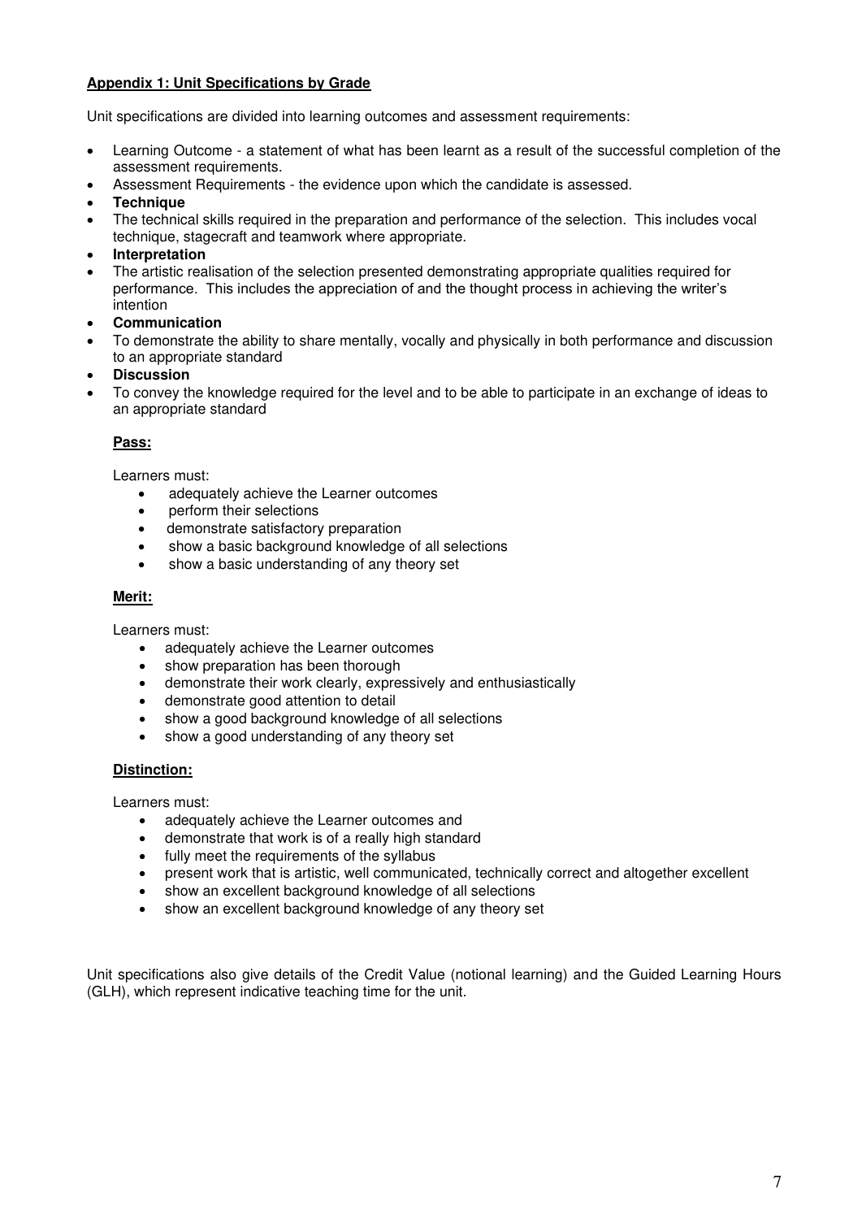**Appendix 1: Unit Specifications by Grade**

Unit specifications are divided into learning outcomes and assessment requirements:

- Learning Outcome - a statement of what has been learnt as a result of the successful completion of the assessment requirements.
- Assessment Requirements - the evidence upon which the candidate is assessed.
- **Technique**
- The technical skills required in the preparation and performance of the selection. This includes vocal technique, stagecraft and teamwork where appropriate.
- **Interpretation**
- The artistic realisation of the selection presented demonstrating appropriate qualities required for performance. This includes the appreciation of and the thought process in achieving the writer's intention
- **Communication**
- To demonstrate the ability to share mentally, vocally and physically in both performance and discussion to an appropriate standard
- **Discussion**
- To convey the knowledge required for the level and to be able to participate in an exchange of ideas to an appropriate standard

**Pass:**

Learners must:

- adequately achieve the Learner outcomes
- perform their selections
- demonstrate satisfactory preparation
- show a basic background knowledge of all selections
- show a basic understanding of any theory set

**Merit:**

Learners must:

- adequately achieve the Learner outcomes
- show preparation has been thorough
- demonstrate their work clearly, expressively and enthusiastically
- demonstrate good attention to detail
- show a good background knowledge of all selections
- show a good understanding of any theory set

**Distinction:**

Learners must:

- adequately achieve the Learner outcomes and
- demonstrate that work is of a really high standard
- fully meet the requirements of the syllabus
- present work that is artistic, well communicated, technically correct and altogether excellent
- show an excellent background knowledge of all selections
- show an excellent background knowledge of any theory set

Unit specifications also give details of the Credit Value (notional learning) and the Guided Learning Hours (GLH), which represent indicative teaching time for the unit.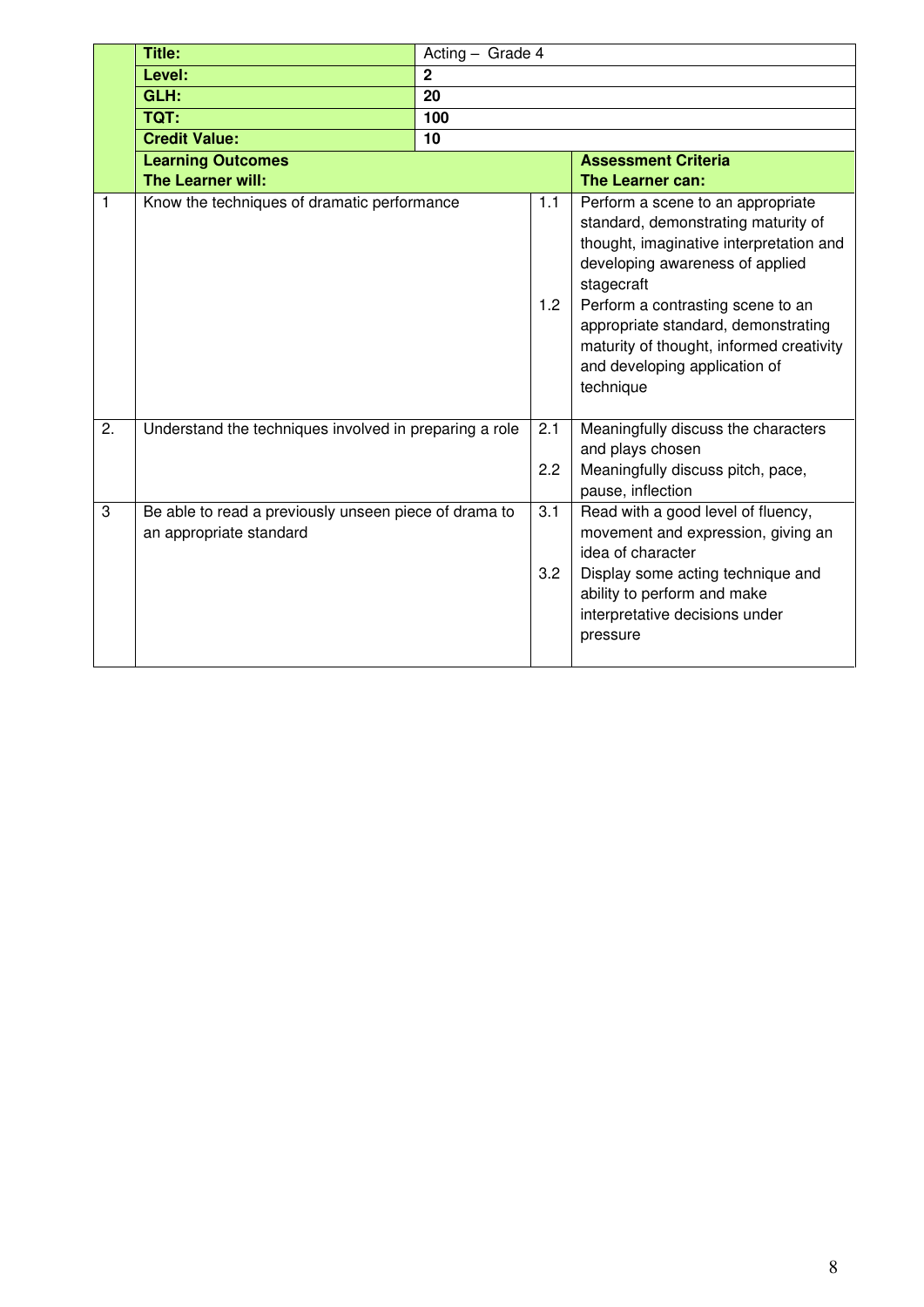| | Title: | Acting – Grade 4 | | |
|---|---|---|---|---|
| | **Level:** | **2** | | |
| | **GLH:** | **20** | | |
| | **TQT:** | **100** | | |
| | **Credit Value:** | **10** | | |
| | **Learning Outcomes**<br>**The Learner will:** | | | **Assessment Criteria**<br>**The Learner can:** |
| 1 | Know the techniques of dramatic performance | | 1.1 | Perform a scene to an appropriate standard, demonstrating maturity of thought, imaginative interpretation and developing awareness of applied stagecraft |
| | | | 1.2 | Perform a contrasting scene to an appropriate standard, demonstrating maturity of thought, informed creativity and developing application of technique |
| 2. | Understand the techniques involved in preparing a role | | 2.1 | Meaningfully discuss the characters and plays chosen |
| | | | 2.2 | Meaningfully discuss pitch, pace, pause, inflection |
| 3 | Be able to read a previously unseen piece of drama to an appropriate standard | | 3.1 | Read with a good level of fluency, movement and expression, giving an idea of character |
| | | | 3.2 | Display some acting technique and ability to perform and make interpretative decisions under pressure |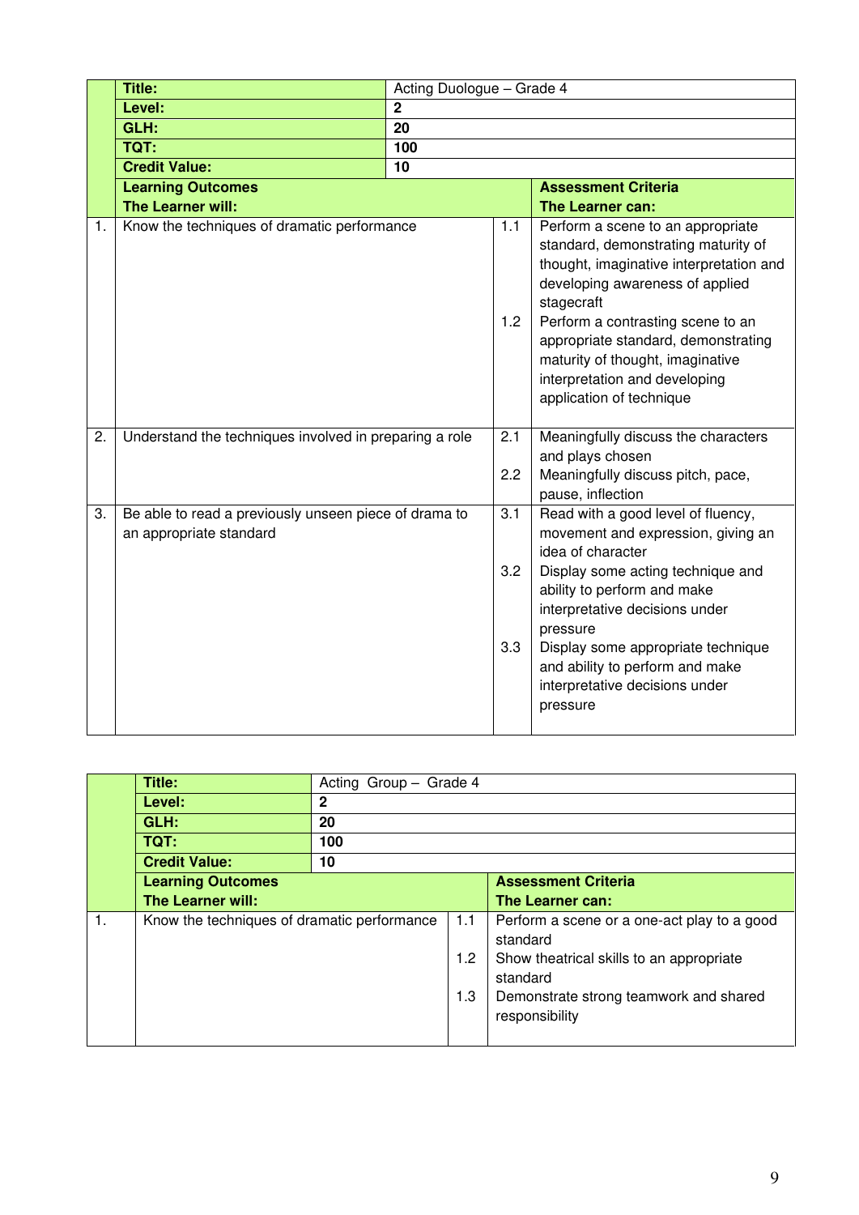| | | | |
|---|---|---|---|
| | **Title:** | Acting Duologue – Grade 4 | |
| | **Level:** | **2** | |
| | **GLH:** | **20** | |
| | **TQT:** | **100** | |
| | **Credit Value:** | **10** | |
| | **Learning Outcomes**<br>**The Learner will:** | | **Assessment Criteria**<br>**The Learner can:** |
| 1. | Know the techniques of dramatic performance | 1.1<br><br>1.2 | Perform a scene to an appropriate standard, demonstrating maturity of thought, imaginative interpretation and developing awareness of applied stagecraft<br>Perform a contrasting scene to an appropriate standard, demonstrating maturity of thought, imaginative interpretation and developing application of technique |
| 2. | Understand the techniques involved in preparing a role | 2.1<br><br>2.2 | Meaningfully discuss the characters and plays chosen<br>Meaningfully discuss pitch, pace, pause, inflection |
| 3. | Be able to read a previously unseen piece of drama to an appropriate standard | 3.1<br><br>3.2<br><br>3.3 | Read with a good level of fluency, movement and expression, giving an idea of character<br>Display some acting technique and ability to perform and make interpretative decisions under pressure<br>Display some appropriate technique and ability to perform and make interpretative decisions under pressure |

| | | | |
|---|---|---|---|
| | **Title:** | Acting Group – Grade 4 | |
| | **Level:** | **2** | |
| | **GLH:** | **20** | |
| | **TQT:** | **100** | |
| | **Credit Value:** | **10** | |
| | **Learning Outcomes**<br>**The Learner will:** | | **Assessment Criteria**<br>**The Learner can:** |
| 1. | Know the techniques of dramatic performance | 1.1<br><br>1.2<br><br>1.3 | Perform a scene or a one-act play to a good standard<br>Show theatrical skills to an appropriate standard<br>Demonstrate strong teamwork and shared responsibility |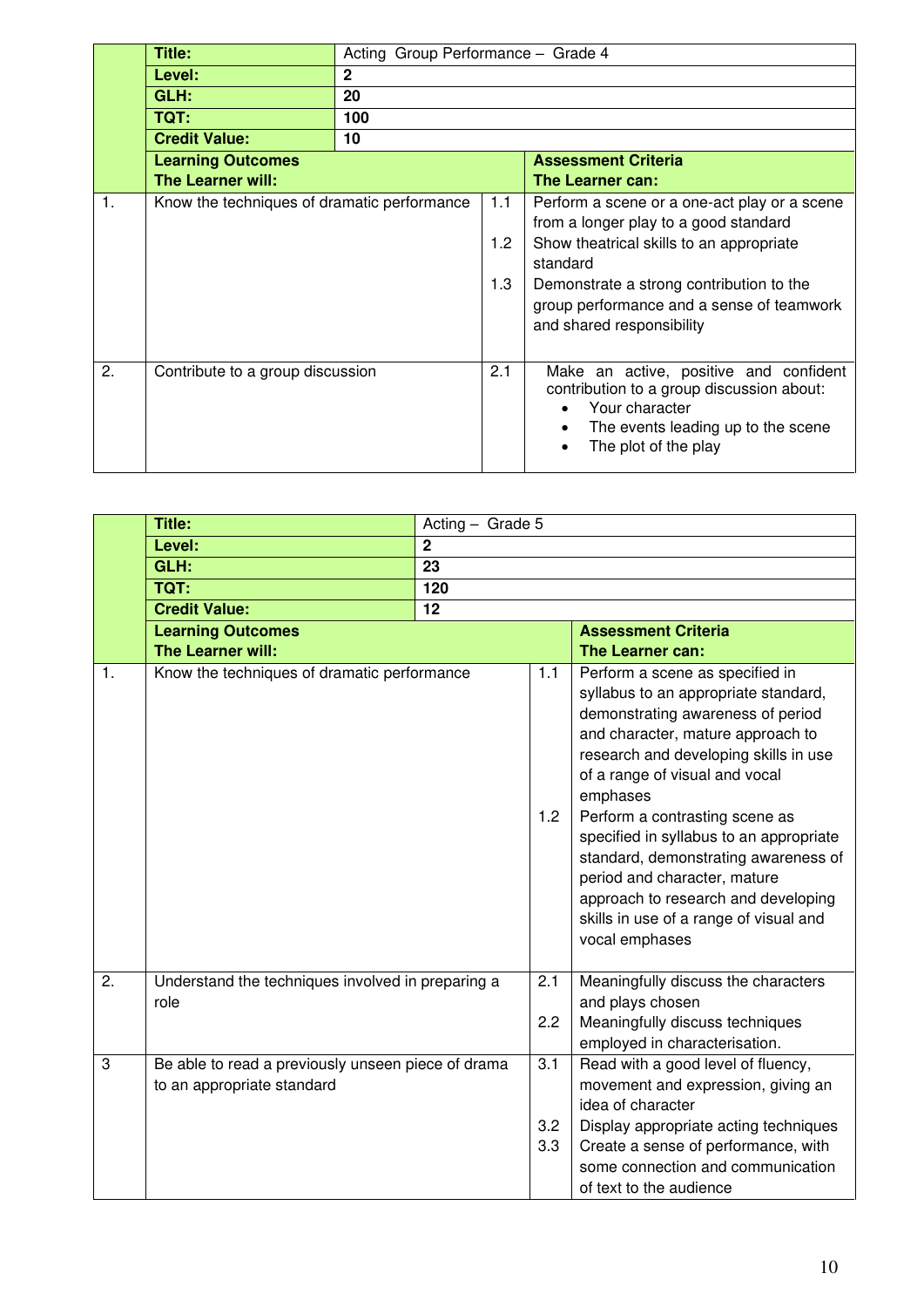| | Title: | Acting Group Performance – Grade 4 | | |
|---|---|---|---|---|
| | **Level:** | **2** | | |
| | **GLH:** | **20** | | |
| | **TQT:** | **100** | | |
| | **Credit Value:** | **10** | | |
| | **Learning Outcomes The Learner will:** | | | **Assessment Criteria The Learner can:** |
| 1. | Know the techniques of dramatic performance | | 1.1 | Perform a scene or a one-act play or a scene from a longer play to a good standard |
| | | | 1.2 | Show theatrical skills to an appropriate standard |
| | | | 1.3 | Demonstrate a strong contribution to the group performance and a sense of teamwork and shared responsibility |
| 2. | Contribute to a group discussion | | 2.1 | Make an active, positive and confident contribution to a group discussion about: • Your character • The events leading up to the scene • The plot of the play |

| | Title: | Acting – Grade 5 | | |
|---|---|---|---|---|
| | **Level:** | **2** | | |
| | **GLH:** | **23** | | |
| | **TQT:** | **120** | | |
| | **Credit Value:** | **12** | | |
| | **Learning Outcomes The Learner will:** | | | **Assessment Criteria The Learner can:** |
| 1. | Know the techniques of dramatic performance | | 1.1 | Perform a scene as specified in syllabus to an appropriate standard, demonstrating awareness of period and character, mature approach to research and developing skills in use of a range of visual and vocal emphases |
| | | | 1.2 | Perform a contrasting scene as specified in syllabus to an appropriate standard, demonstrating awareness of period and character, mature approach to research and developing skills in use of a range of visual and vocal emphases |
| 2. | Understand the techniques involved in preparing a role | | 2.1 | Meaningfully discuss the characters and plays chosen |
| | | | 2.2 | Meaningfully discuss techniques employed in characterisation. |
| 3 | Be able to read a previously unseen piece of drama to an appropriate standard | | 3.1 | Read with a good level of fluency, movement and expression, giving an idea of character |
| | | | 3.2 | Display appropriate acting techniques |
| | | | 3.3 | Create a sense of performance, with some connection and communication of text to the audience |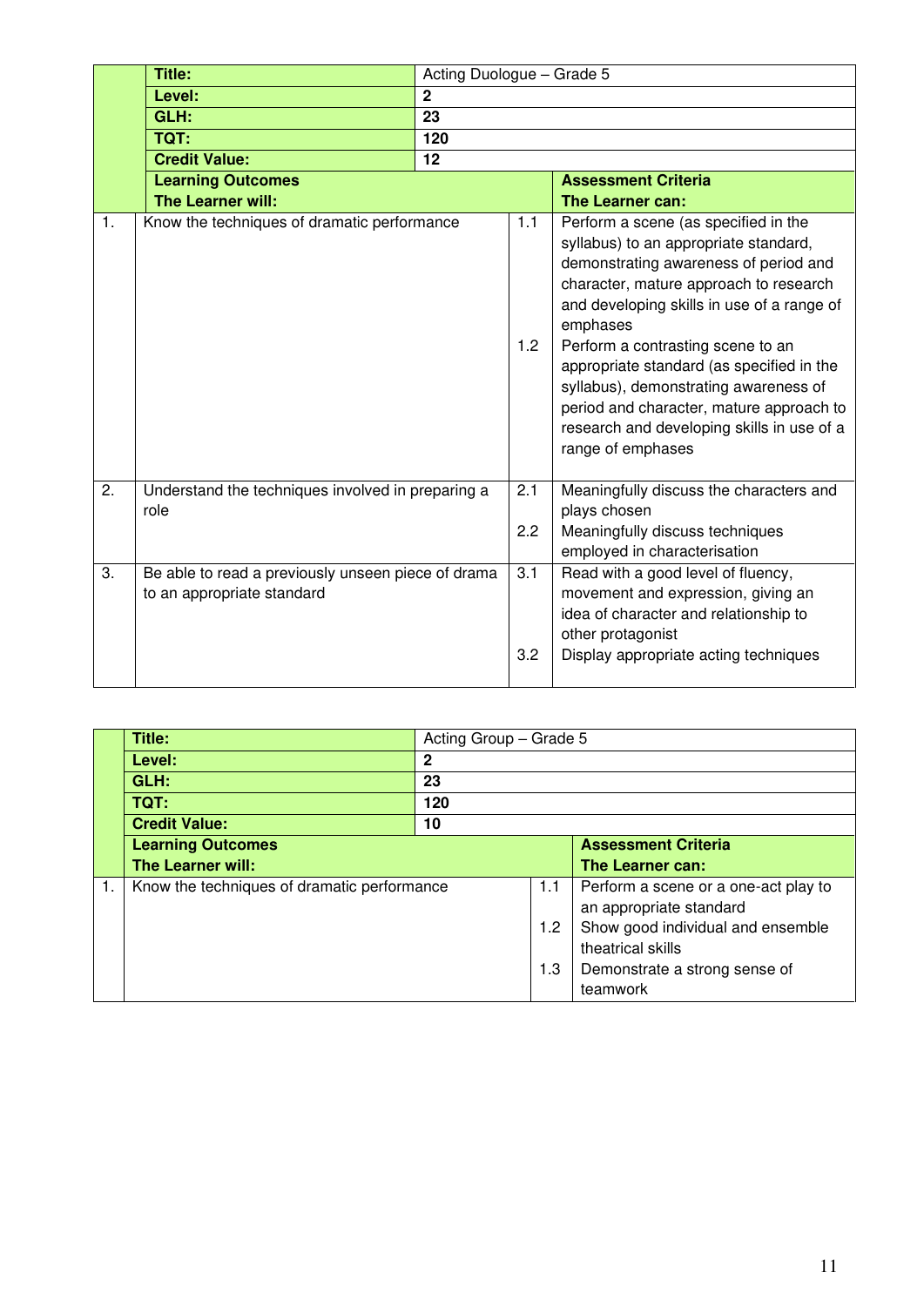| | Title: | Acting Duologue – Grade 5 | |
|---|---|---|---|
| | **Level:** | **2** | |
| | **GLH:** | **23** | |
| | **TQT:** | **120** | |
| | **Credit Value:** | **12** | |
| | **Learning Outcomes<br>The Learner will:** | | **Assessment Criteria<br>The Learner can:** |
| 1. | Know the techniques of dramatic performance | 1.1 | Perform a scene (as specified in the syllabus) to an appropriate standard, demonstrating awareness of period and character, mature approach to research and developing skills in use of a range of emphases |
| | | 1.2 | Perform a contrasting scene to an appropriate standard (as specified in the syllabus), demonstrating awareness of period and character, mature approach to research and developing skills in use of a range of emphases |
| 2. | Understand the techniques involved in preparing a role | 2.1 | Meaningfully discuss the characters and plays chosen |
| | | 2.2 | Meaningfully discuss techniques employed in characterisation |
| 3. | Be able to read a previously unseen piece of drama to an appropriate standard | 3.1 | Read with a good level of fluency, movement and expression, giving an idea of character and relationship to other protagonist |
| | | 3.2 | Display appropriate acting techniques |

| | Title: | Acting Group – Grade 5 | |
|---|---|---|---|
| | **Level:** | **2** | |
| | **GLH:** | **23** | |
| | **TQT:** | **120** | |
| | **Credit Value:** | **10** | |
| | **Learning Outcomes<br>The Learner will:** | | **Assessment Criteria<br>The Learner can:** |
| 1. | Know the techniques of dramatic performance | 1.1 | Perform a scene or a one-act play to an appropriate standard |
| | | 1.2 | Show good individual and ensemble theatrical skills |
| | | 1.3 | Demonstrate a strong sense of teamwork |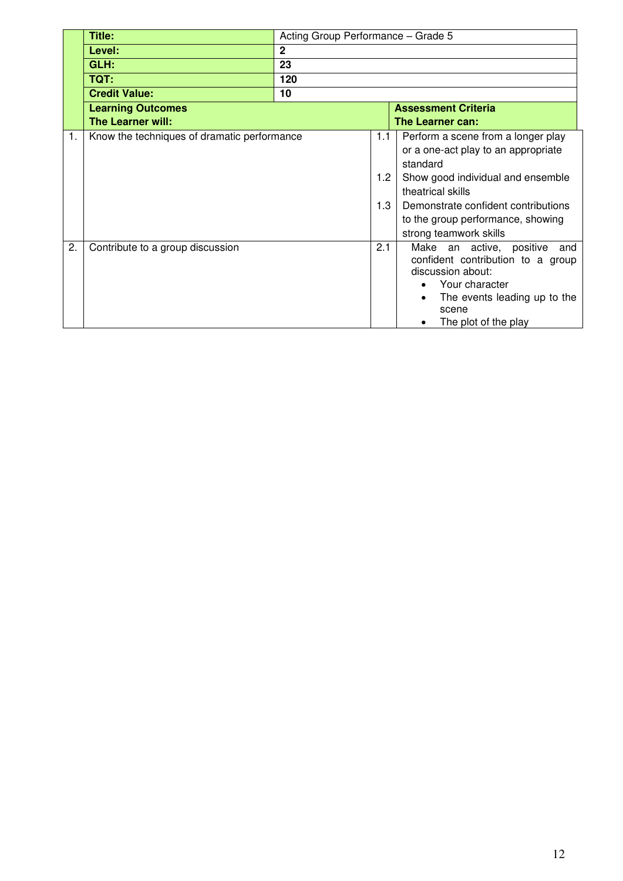| | | | | |
|---|---|---|---|---|
| | **Title:** | Acting Group Performance – Grade 5 | | |
| | **Level:** | **2** | | |
| | **GLH:** | **23** | | |
| | **TQT:** | **120** | | |
| | **Credit Value:** | **10** | | |
| | **Learning Outcomes**<br>**The Learner will:** | | **Assessment Criteria**<br>**The Learner can:** | |
| 1. | Know the techniques of dramatic performance | | 1.1 | Perform a scene from a longer play or a one-act play to an appropriate standard |
| | | | 1.2 | Show good individual and ensemble theatrical skills |
| | | | 1.3 | Demonstrate confident contributions to the group performance, showing strong teamwork skills |
| 2. | Contribute to a group discussion | | 2.1 | Make an active, positive and confident contribution to a group discussion about:<br>• Your character<br>• The events leading up to the scene<br>• The plot of the play |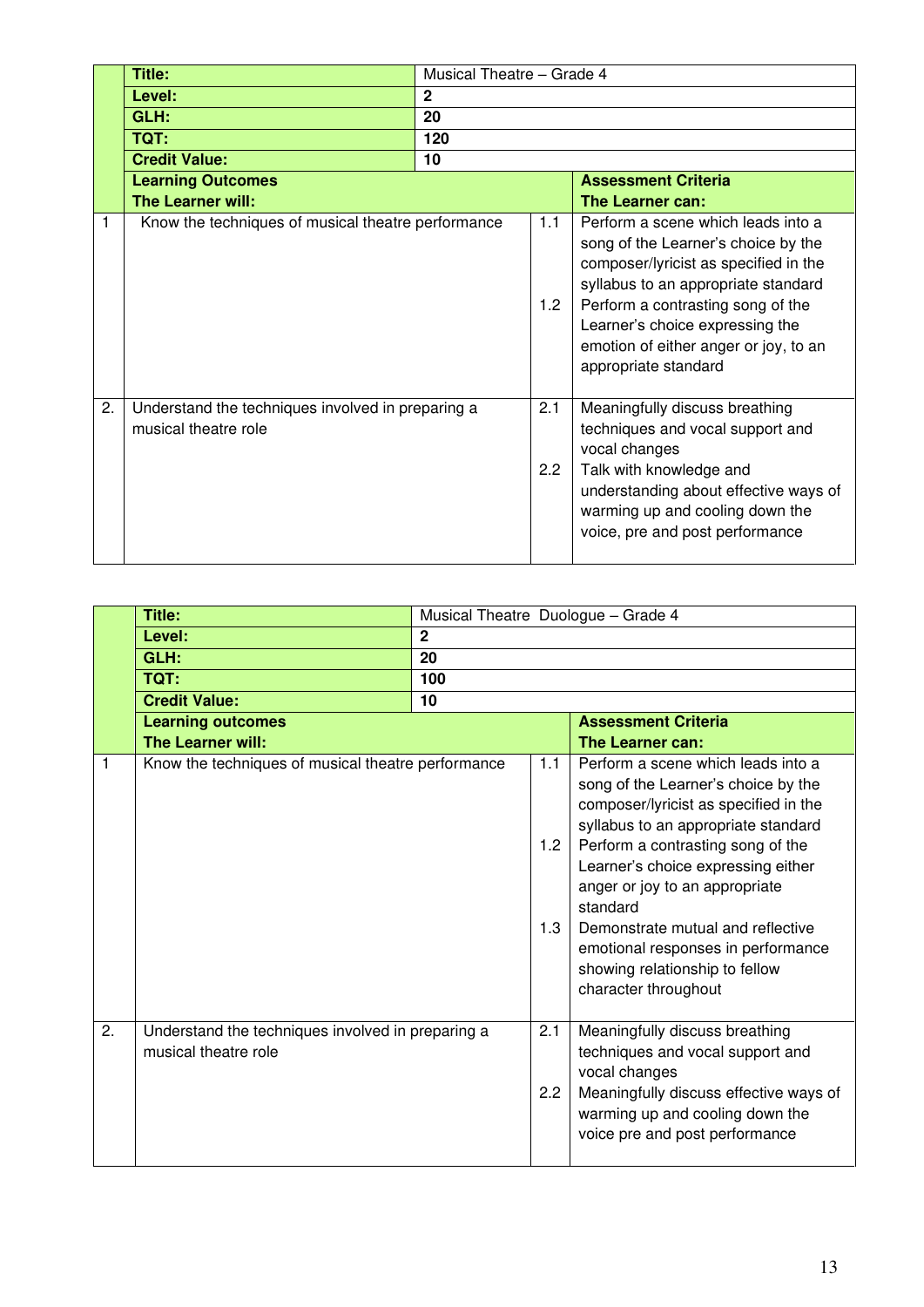| | Title: | Musical Theatre – Grade 4 | | |
|---|---|---|---|---|
| | **Level:** | **2** | | |
| | **GLH:** | **20** | | |
| | **TQT:** | **120** | | |
| | **Credit Value:** | **10** | | |
| | **Learning Outcomes**<br>**The Learner will:** | | | **Assessment Criteria**<br>**The Learner can:** |
| 1 | Know the techniques of musical theatre performance | | 1.1 | Perform a scene which leads into a song of the Learner's choice by the composer/lyricist as specified in the syllabus to an appropriate standard |
| | | | 1.2 | Perform a contrasting song of the Learner's choice expressing the emotion of either anger or joy, to an appropriate standard |
| 2. | Understand the techniques involved in preparing a musical theatre role | | 2.1 | Meaningfully discuss breathing techniques and vocal support and vocal changes |
| | | | 2.2 | Talk with knowledge and understanding about effective ways of warming up and cooling down the voice, pre and post performance |

| | Title: | Musical Theatre Duologue – Grade 4 | | |
|---|---|---|---|---|
| | **Level:** | **2** | | |
| | **GLH:** | **20** | | |
| | **TQT:** | **100** | | |
| | **Credit Value:** | **10** | | |
| | **Learning outcomes**<br>**The Learner will:** | | | **Assessment Criteria**<br>**The Learner can:** |
| 1 | Know the techniques of musical theatre performance | | 1.1 | Perform a scene which leads into a song of the Learner's choice by the composer/lyricist as specified in the syllabus to an appropriate standard |
| | | | 1.2 | Perform a contrasting song of the Learner's choice expressing either anger or joy to an appropriate standard |
| | | | 1.3 | Demonstrate mutual and reflective emotional responses in performance showing relationship to fellow character throughout |
| 2. | Understand the techniques involved in preparing a musical theatre role | | 2.1 | Meaningfully discuss breathing techniques and vocal support and vocal changes |
| | | | 2.2 | Meaningfully discuss effective ways of warming up and cooling down the voice pre and post performance |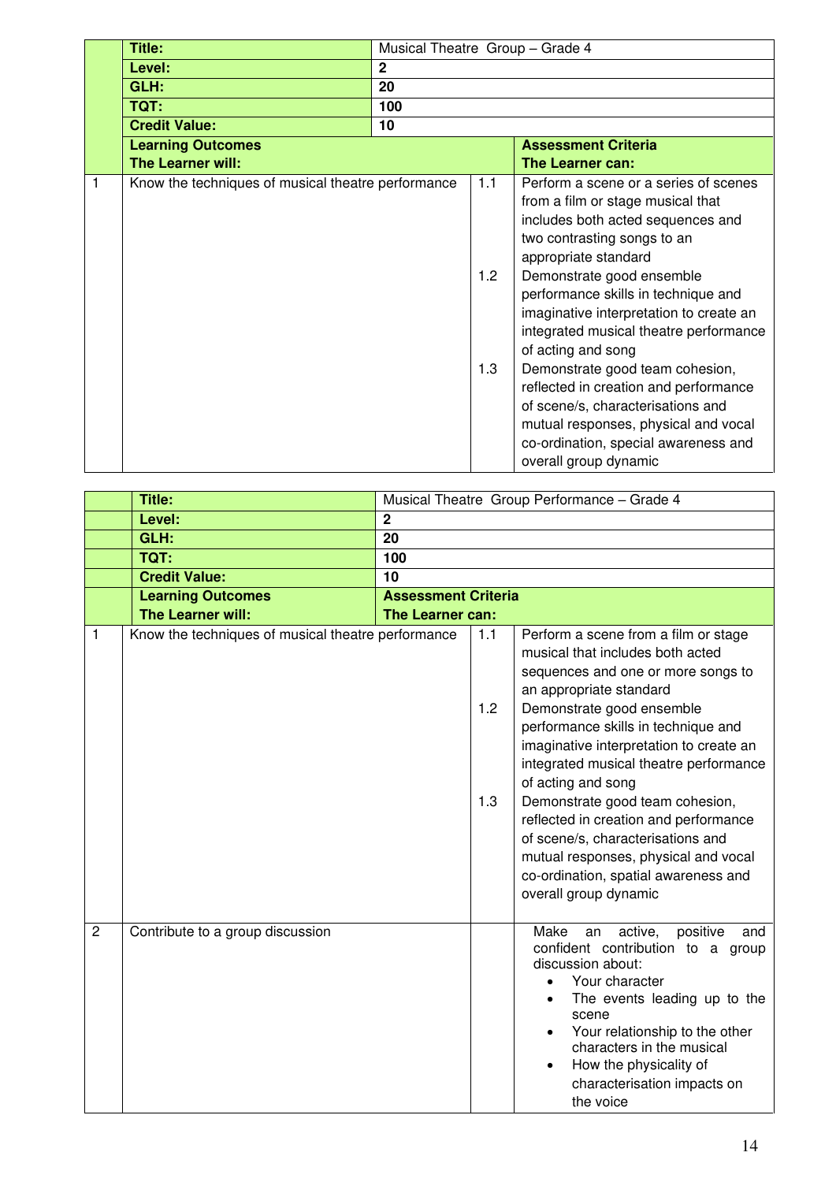| | Title: | Musical Theatre Group – Grade 4 | | |
|---|---|---|---|---|
| | **Level:** | **2** | | |
| | **GLH:** | **20** | | |
| | **TQT:** | **100** | | |
| | **Credit Value:** | **10** | | |
| | **Learning Outcomes The Learner will:** | | | **Assessment Criteria The Learner can:** |
| 1 | Know the techniques of musical theatre performance | | 1.1 | Perform a scene or a series of scenes from a film or stage musical that includes both acted sequences and two contrasting songs to an appropriate standard |
| | | | 1.2 | Demonstrate good ensemble performance skills in technique and imaginative interpretation to create an integrated musical theatre performance of acting and song |
| | | | 1.3 | Demonstrate good team cohesion, reflected in creation and performance of scene/s, characterisations and mutual responses, physical and vocal co-ordination, special awareness and overall group dynamic |

| | Title: | Musical Theatre Group Performance – Grade 4 | | |
|---|---|---|---|---|
| | **Level:** | **2** | | |
| | **GLH:** | **20** | | |
| | **TQT:** | **100** | | |
| | **Credit Value:** | **10** | | |
| | **Learning Outcomes The Learner will:** | **Assessment Criteria The Learner can:** | | |
| 1 | Know the techniques of musical theatre performance | | 1.1 | Perform a scene from a film or stage musical that includes both acted sequences and one or more songs to an appropriate standard |
| | | | 1.2 | Demonstrate good ensemble performance skills in technique and imaginative interpretation to create an integrated musical theatre performance of acting and song |
| | | | 1.3 | Demonstrate good team cohesion, reflected in creation and performance of scene/s, characterisations and mutual responses, physical and vocal co-ordination, spatial awareness and overall group dynamic |
| 2 | Contribute to a group discussion | | | Make an active, positive and confident contribution to a group discussion about: <br>• Your character <br>• The events leading up to the scene <br>• Your relationship to the other characters in the musical <br>• How the physicality of characterisation impacts on the voice |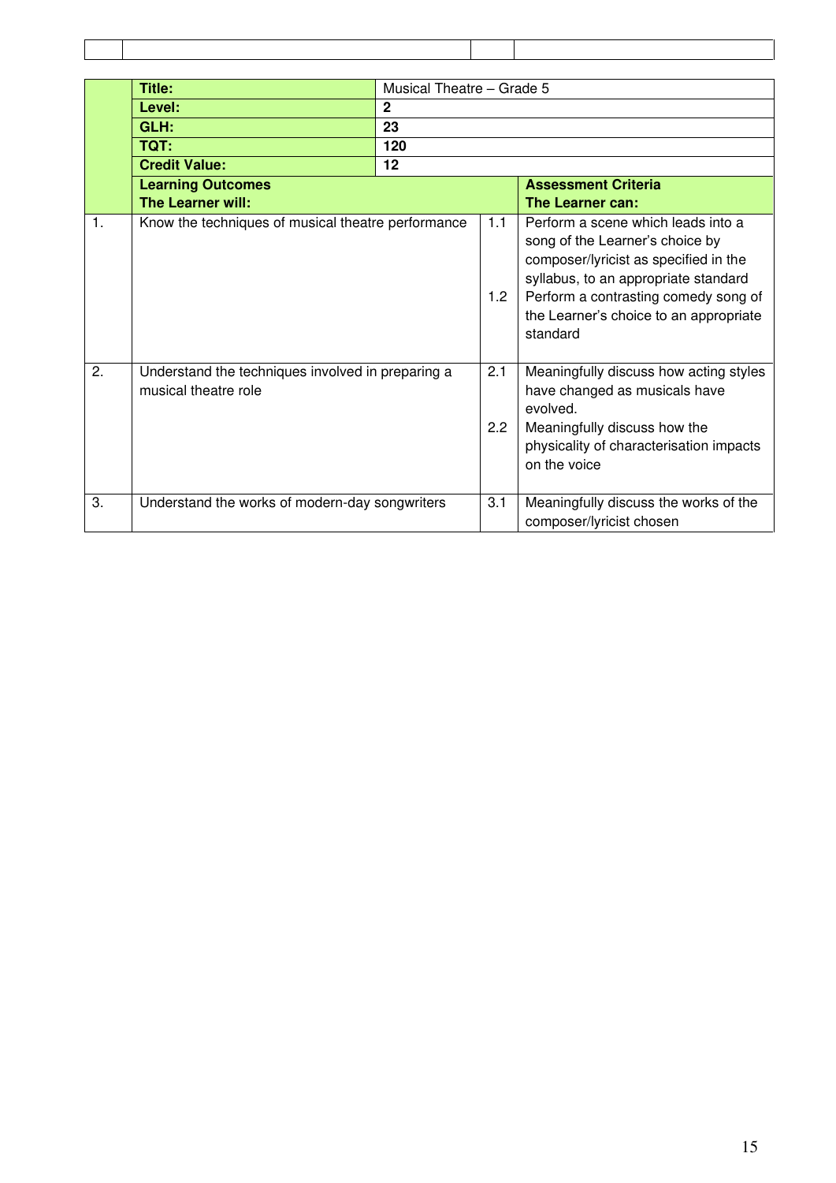| | | | |
|---|---|---|---|
| | | | |

| | **Title:** | Musical Theatre – Grade 5 | |
|---|---|---|---|
| | **Level:** | **2** | |
| | **GLH:** | **23** | |
| | **TQT:** | **120** | |
| | **Credit Value:** | **12** | |
| | **Learning Outcomes**<br>**The Learner will:** | | **Assessment Criteria**<br>**The Learner can:** |
| 1. | Know the techniques of musical theatre performance | 1.1<br><br><br><br>1.2 | Perform a scene which leads into a song of the Learner's choice by composer/lyricist as specified in the syllabus, to an appropriate standard<br>Perform a contrasting comedy song of the Learner's choice to an appropriate standard |
| 2. | Understand the techniques involved in preparing a musical theatre role | 2.1<br><br><br>2.2 | Meaningfully discuss how acting styles have changed as musicals have evolved.<br>Meaningfully discuss how the physicality of characterisation impacts on the voice |
| 3. | Understand the works of modern-day songwriters | 3.1 | Meaningfully discuss the works of the composer/lyricist chosen |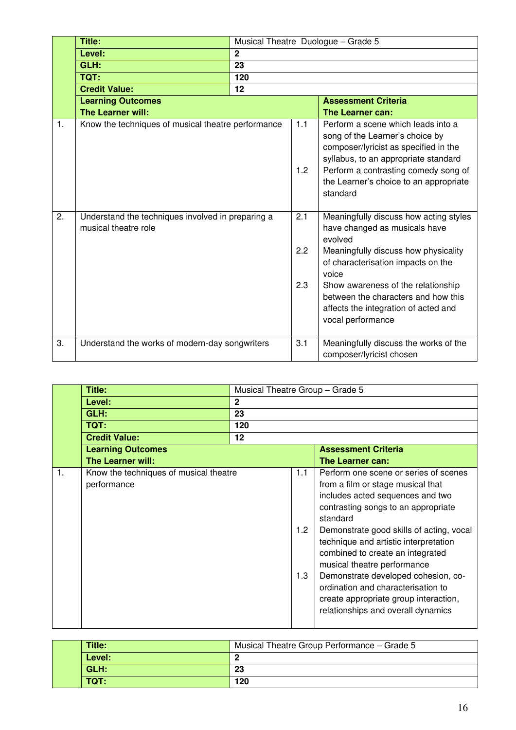| | Title: | Musical Theatre Duologue – Grade 5 | | |
|---|---|---|---|---|
| | **Level:** | **2** | | |
| | **GLH:** | **23** | | |
| | **TQT:** | **120** | | |
| | **Credit Value:** | **12** | | |
| | **Learning Outcomes**<br>**The Learner will:** | | | **Assessment Criteria**<br>**The Learner can:** |
| 1. | Know the techniques of musical theatre performance | | 1.1 | Perform a scene which leads into a song of the Learner's choice by composer/lyricist as specified in the syllabus, to an appropriate standard |
| | | | 1.2 | Perform a contrasting comedy song of the Learner's choice to an appropriate standard |
| 2. | Understand the techniques involved in preparing a musical theatre role | | 2.1 | Meaningfully discuss how acting styles have changed as musicals have evolved |
| | | | 2.2 | Meaningfully discuss how physicality of characterisation impacts on the voice |
| | | | 2.3 | Show awareness of the relationship between the characters and how this affects the integration of acted and vocal performance |
| 3. | Understand the works of modern-day songwriters | | 3.1 | Meaningfully discuss the works of the composer/lyricist chosen |

| | Title: | Musical Theatre Group – Grade 5 | | |
|---|---|---|---|---|
| | **Level:** | **2** | | |
| | **GLH:** | **23** | | |
| | **TQT:** | **120** | | |
| | **Credit Value:** | **12** | | |
| | **Learning Outcomes**<br>**The Learner will:** | | | **Assessment Criteria**<br>**The Learner can:** |
| 1. | Know the techniques of musical theatre performance | | 1.1 | Perform one scene or series of scenes from a film or stage musical that includes acted sequences and two contrasting songs to an appropriate standard |
| | | | 1.2 | Demonstrate good skills of acting, vocal technique and artistic interpretation combined to create an integrated musical theatre performance |
| | | | 1.3 | Demonstrate developed cohesion, co-ordination and characterisation to create appropriate group interaction, relationships and overall dynamics |

| | Title: | Musical Theatre Group Performance – Grade 5 |
|---|---|---|
| | **Level:** | **2** |
| | **GLH:** | **23** |
| | **TQT:** | **120** |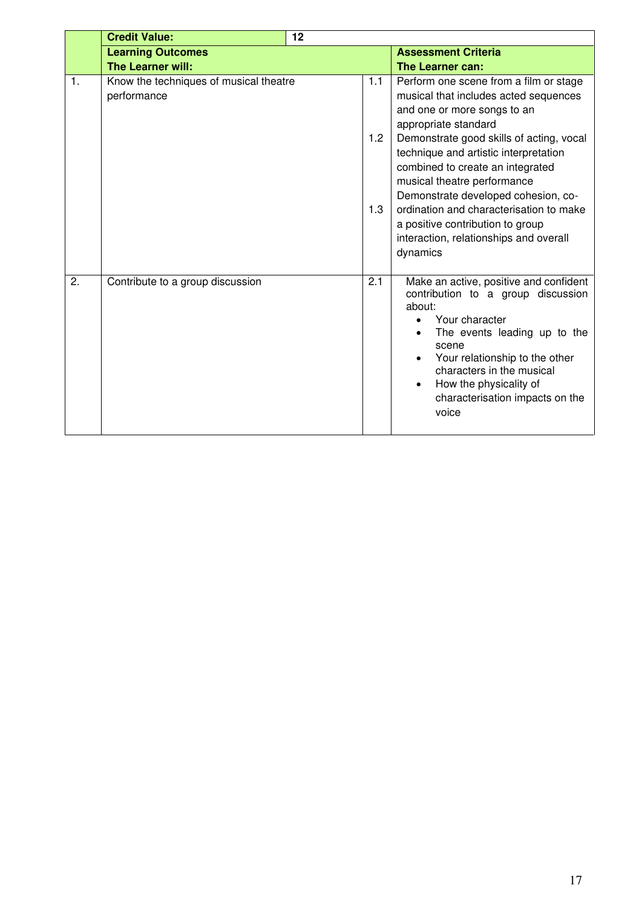| | **Credit Value:** | **12** | | |
|---|---|---|---|---|
| | **Learning Outcomes**<br>**The Learner will:** | | | **Assessment Criteria**<br>**The Learner can:** |
| 1. | Know the techniques of musical theatre performance | | 1.1 | Perform one scene from a film or stage musical that includes acted sequences and one or more songs to an appropriate standard |
| | | | 1.2 | Demonstrate good skills of acting, vocal technique and artistic interpretation combined to create an integrated musical theatre performance |
| | | | 1.3 | Demonstrate developed cohesion, co-ordination and characterisation to make a positive contribution to group interaction, relationships and overall dynamics |
| 2. | Contribute to a group discussion | | 2.1 | Make an active, positive and confident contribution to a group discussion about:<br>• Your character<br>• The events leading up to the scene<br>• Your relationship to the other characters in the musical<br>• How the physicality of characterisation impacts on the voice |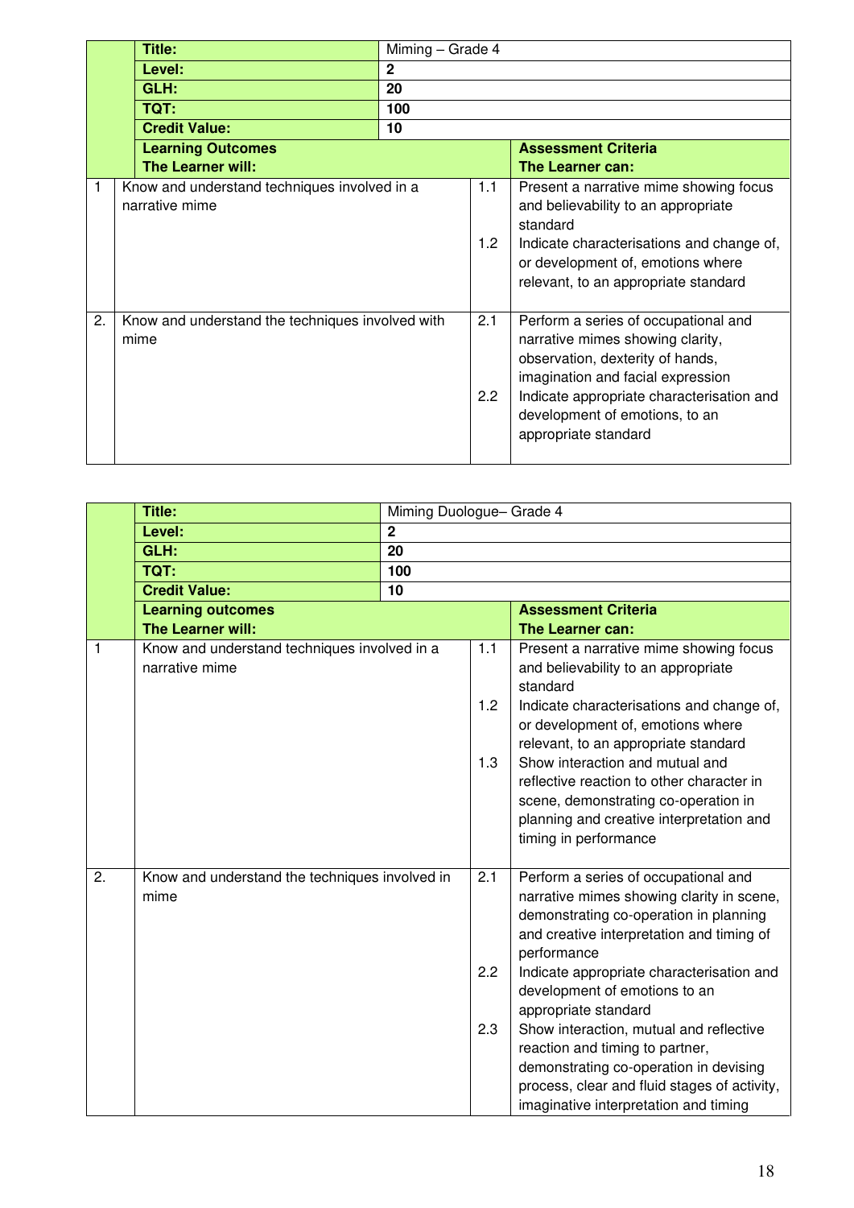| | | | | |
|---|---|---|---|---|
| | **Title:** | Miming – Grade 4 | | |
| | **Level:** | **2** | | |
| | **GLH:** | **20** | | |
| | **TQT:** | **100** | | |
| | **Credit Value:** | **10** | | |
| | **Learning Outcomes**<br>**The Learner will:** | | | **Assessment Criteria**<br>**The Learner can:** |
| 1 | Know and understand techniques involved in a narrative mime | | 1.1<br><br>1.2 | Present a narrative mime showing focus and believability to an appropriate standard<br>Indicate characterisations and change of, or development of, emotions where relevant, to an appropriate standard |
| 2. | Know and understand the techniques involved with mime | | 2.1<br><br>2.2 | Perform a series of occupational and narrative mimes showing clarity, observation, dexterity of hands, imagination and facial expression<br>Indicate appropriate characterisation and development of emotions, to an appropriate standard |

| | | | | |
|---|---|---|---|---|
| | **Title:** | Miming Duologue– Grade 4 | | |
| | **Level:** | **2** | | |
| | **GLH:** | **20** | | |
| | **TQT:** | **100** | | |
| | **Credit Value:** | **10** | | |
| | **Learning outcomes**<br>**The Learner will:** | | | **Assessment Criteria**<br>**The Learner can:** |
| 1 | Know and understand techniques involved in a narrative mime | | 1.1<br><br>1.2<br><br>1.3 | Present a narrative mime showing focus and believability to an appropriate standard<br>Indicate characterisations and change of, or development of, emotions where relevant, to an appropriate standard<br>Show interaction and mutual and reflective reaction to other character in scene, demonstrating co-operation in planning and creative interpretation and timing in performance |
| 2. | Know and understand the techniques involved in mime | | 2.1<br><br>2.2<br><br>2.3 | Perform a series of occupational and narrative mimes showing clarity in scene, demonstrating co-operation in planning and creative interpretation and timing of performance<br>Indicate appropriate characterisation and development of emotions to an appropriate standard<br>Show interaction, mutual and reflective reaction and timing to partner, demonstrating co-operation in devising process, clear and fluid stages of activity, imaginative interpretation and timing |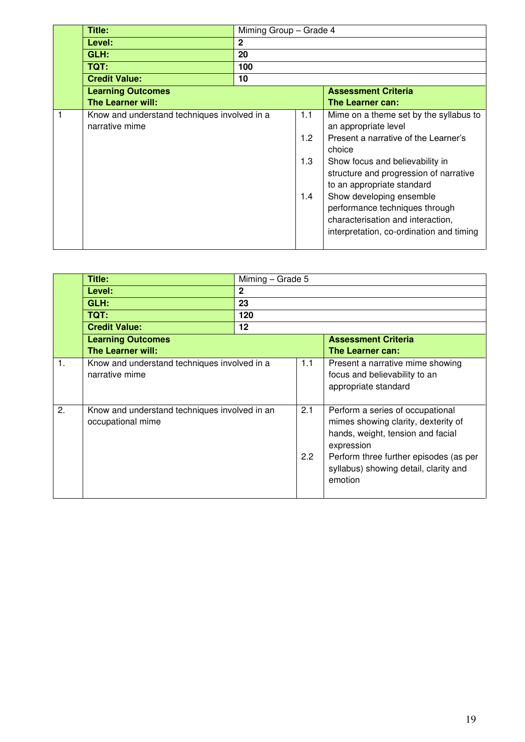| | | | | |
|---|---|---|---|---|
| | **Title:** | Miming Group – Grade 4 | | |
| | **Level:** | **2** | | |
| | **GLH:** | **20** | | |
| | **TQT:** | **100** | | |
| | **Credit Value:** | **10** | | |
| | **Learning Outcomes**<br>**The Learner will:** | | | **Assessment Criteria**<br>**The Learner can:** |
| 1 | Know and understand techniques involved in a narrative mime | | 1.1<br><br>1.2<br><br>1.3<br><br><br>1.4 | Mime on a theme set by the syllabus to an appropriate level<br>Present a narrative of the Learner's choice<br>Show focus and believability in structure and progression of narrative to an appropriate standard<br>Show developing ensemble performance techniques through characterisation and interaction, interpretation, co-ordination and timing |

| | | | | |
|---|---|---|---|---|
| | **Title:** | Miming – Grade 5 | | |
| | **Level:** | **2** | | |
| | **GLH:** | **23** | | |
| | **TQT:** | **120** | | |
| | **Credit Value:** | **12** | | |
| | **Learning Outcomes**<br>**The Learner will:** | | | **Assessment Criteria**<br>**The Learner can:** |
| 1. | Know and understand techniques involved in a narrative mime | | 1.1 | Present a narrative mime showing focus and believability to an appropriate standard |
| 2. | Know and understand techniques involved in an occupational mime | | 2.1<br><br><br><br>2.2 | Perform a series of occupational mimes showing clarity, dexterity of hands, weight, tension and facial expression<br>Perform three further episodes (as per syllabus) showing detail, clarity and emotion |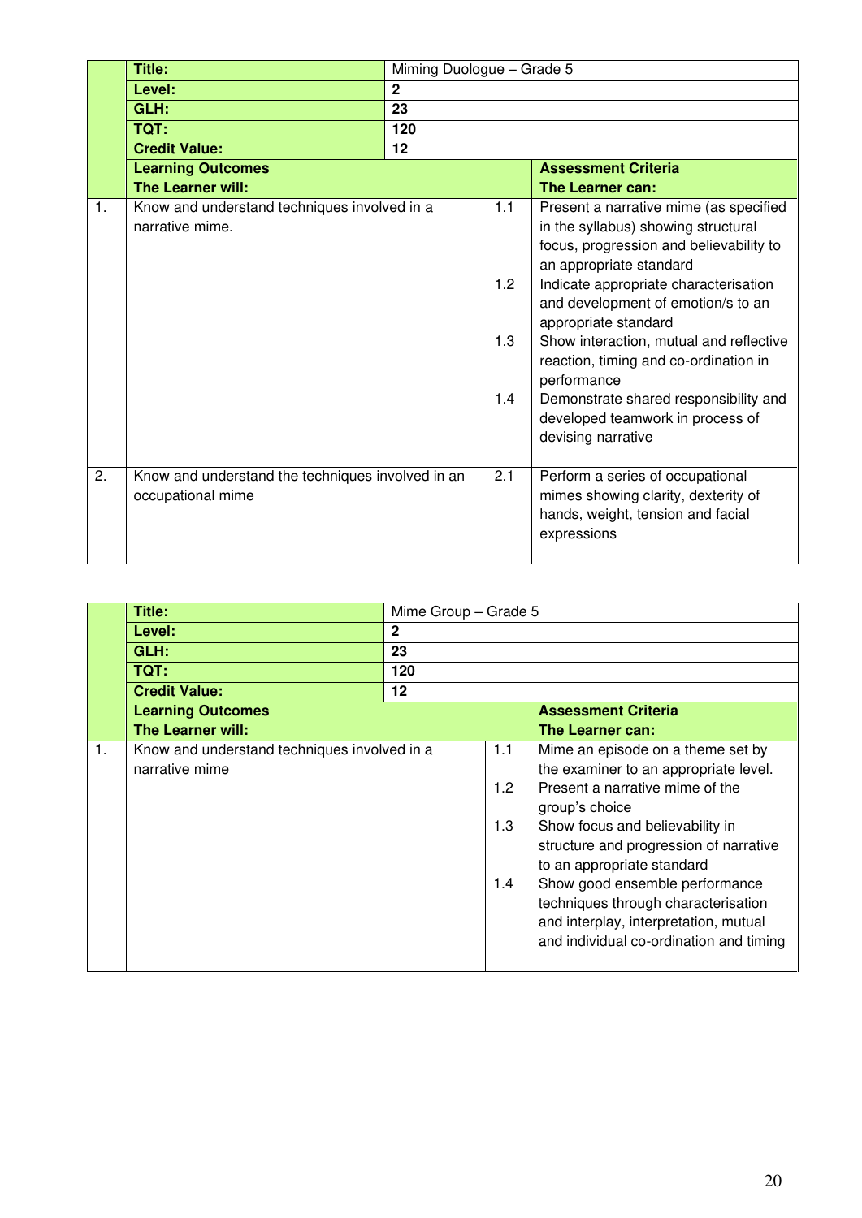| | Title: | Miming Duologue – Grade 5 | | |
|---|---|---|---|---|
| | **Level:** | **2** | | |
| | **GLH:** | **23** | | |
| | **TQT:** | **120** | | |
| | **Credit Value:** | **12** | | |
| | **Learning Outcomes The Learner will:** | | | **Assessment Criteria The Learner can:** |
| 1. | Know and understand techniques involved in a narrative mime. | | 1.1 | Present a narrative mime (as specified in the syllabus) showing structural focus, progression and believability to an appropriate standard |
| | | | 1.2 | Indicate appropriate characterisation and development of emotion/s to an appropriate standard |
| | | | 1.3 | Show interaction, mutual and reflective reaction, timing and co-ordination in performance |
| | | | 1.4 | Demonstrate shared responsibility and developed teamwork in process of devising narrative |
| 2. | Know and understand the techniques involved in an occupational mime | | 2.1 | Perform a series of occupational mimes showing clarity, dexterity of hands, weight, tension and facial expressions |

| | Title: | Mime Group – Grade 5 | | |
|---|---|---|---|---|
| | **Level:** | **2** | | |
| | **GLH:** | **23** | | |
| | **TQT:** | **120** | | |
| | **Credit Value:** | **12** | | |
| | **Learning Outcomes The Learner will:** | | | **Assessment Criteria The Learner can:** |
| 1. | Know and understand techniques involved in a narrative mime | | 1.1 | Mime an episode on a theme set by the examiner to an appropriate level. |
| | | | 1.2 | Present a narrative mime of the group's choice |
| | | | 1.3 | Show focus and believability in structure and progression of narrative to an appropriate standard |
| | | | 1.4 | Show good ensemble performance techniques through characterisation and interplay, interpretation, mutual and individual co-ordination and timing |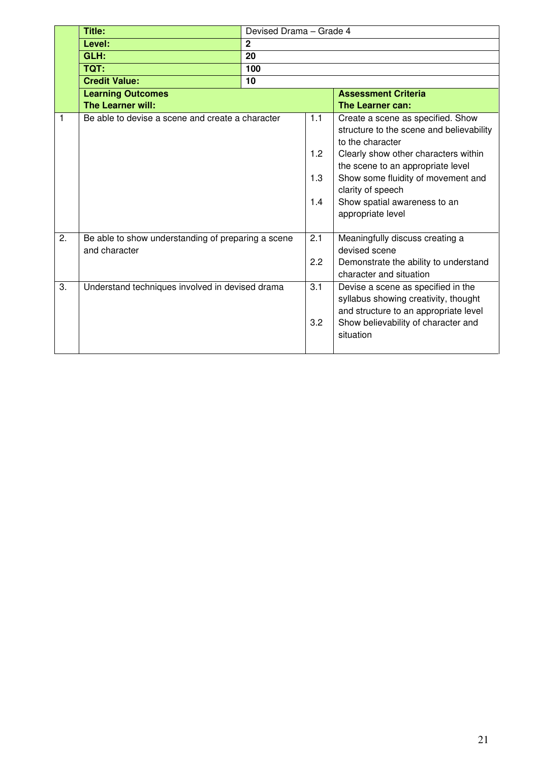| | | | | |
|---|---|---|---|---|
| | **Title:** | Devised Drama – Grade 4 | | |
| | **Level:** | **2** | | |
| | **GLH:** | **20** | | |
| | **TQT:** | **100** | | |
| | **Credit Value:** | **10** | | |
| | **Learning Outcomes**<br>**The Learner will:** | | | **Assessment Criteria**<br>**The Learner can:** |
| 1 | Be able to devise a scene and create a character | | 1.1<br>1.2<br>1.3<br>1.4 | Create a scene as specified. Show structure to the scene and believability to the character<br>Clearly show other characters within the scene to an appropriate level<br>Show some fluidity of movement and clarity of speech<br>Show spatial awareness to an appropriate level |
| 2. | Be able to show understanding of preparing a scene and character | | 2.1<br>2.2 | Meaningfully discuss creating a devised scene<br>Demonstrate the ability to understand character and situation |
| 3. | Understand techniques involved in devised drama | | 3.1<br>3.2 | Devise a scene as specified in the syllabus showing creativity, thought and structure to an appropriate level<br>Show believability of character and situation |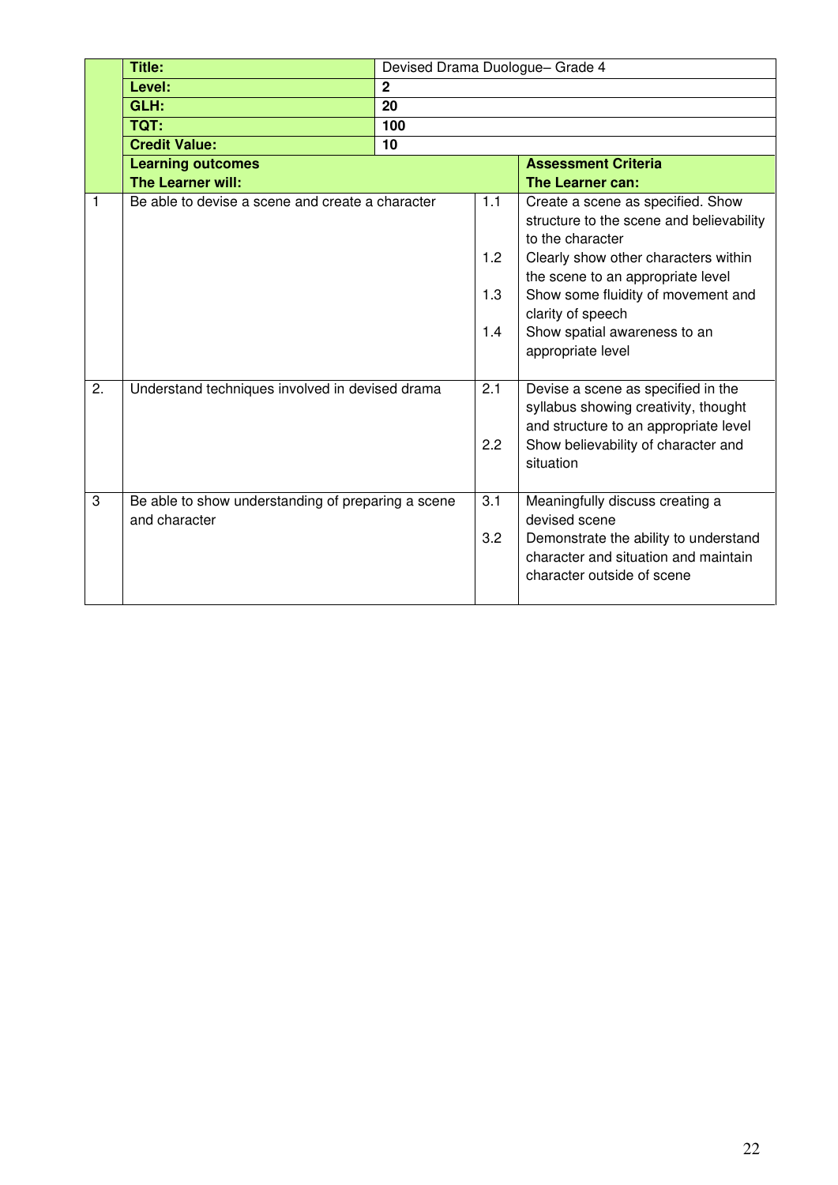| | Title: | Devised Drama Duologue– Grade 4 | |
|---|---|---|---|
| | **Level:** | **2** | |
| | **GLH:** | **20** | |
| | **TQT:** | **100** | |
| | **Credit Value:** | **10** | |
| | **Learning outcomes**<br>**The Learner will:** | | **Assessment Criteria**<br>**The Learner can:** |
| 1 | Be able to devise a scene and create a character | 1.1<br>1.2<br>1.3<br>1.4 | Create a scene as specified. Show structure to the scene and believability to the character<br>Clearly show other characters within the scene to an appropriate level<br>Show some fluidity of movement and clarity of speech<br>Show spatial awareness to an appropriate level |
| 2. | Understand techniques involved in devised drama | 2.1<br>2.2 | Devise a scene as specified in the syllabus showing creativity, thought and structure to an appropriate level<br>Show believability of character and situation |
| 3 | Be able to show understanding of preparing a scene and character | 3.1<br>3.2 | Meaningfully discuss creating a devised scene<br>Demonstrate the ability to understand character and situation and maintain character outside of scene |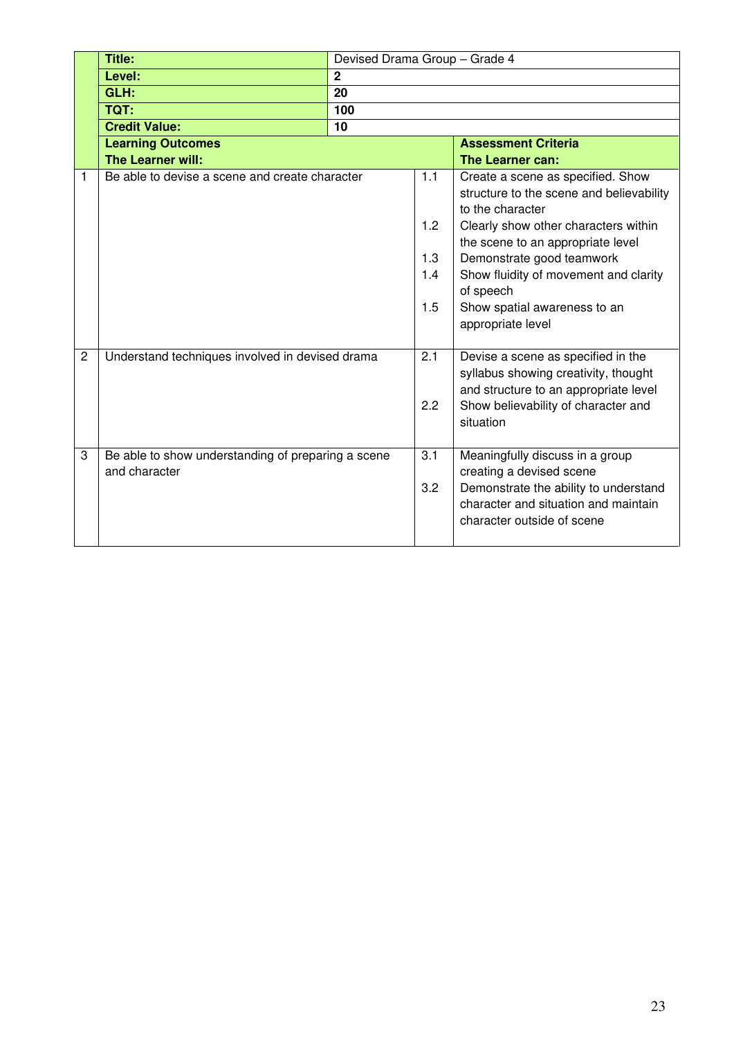| | | | | |
|---|---|---|---|---|
| | **Title:** | Devised Drama Group – Grade 4 | | |
| | **Level:** | **2** | | |
| | **GLH:** | **20** | | |
| | **TQT:** | **100** | | |
| | **Credit Value:** | **10** | | |
| | **Learning Outcomes**<br>**The Learner will:** | | | **Assessment Criteria**<br>**The Learner can:** |
| 1 | Be able to devise a scene and create character | | 1.1 | Create a scene as specified. Show structure to the scene and believability to the character |
| | | | 1.2 | Clearly show other characters within the scene to an appropriate level |
| | | | 1.3 | Demonstrate good teamwork |
| | | | 1.4 | Show fluidity of movement and clarity of speech |
| | | | 1.5 | Show spatial awareness to an appropriate level |
| 2 | Understand techniques involved in devised drama | | 2.1 | Devise a scene as specified in the syllabus showing creativity, thought and structure to an appropriate level |
| | | | 2.2 | Show believability of character and situation |
| 3 | Be able to show understanding of preparing a scene and character | | 3.1 | Meaningfully discuss in a group creating a devised scene |
| | | | 3.2 | Demonstrate the ability to understand character and situation and maintain character outside of scene |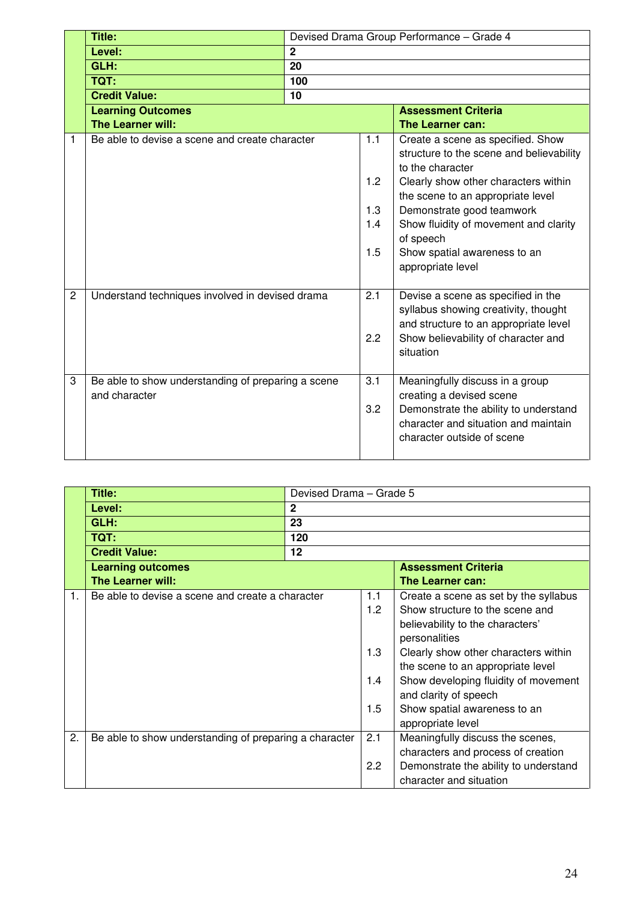| | Title: | Devised Drama Group Performance – Grade 4 | | |
|---|---|---|---|---|
| | **Level:** | **2** | | |
| | **GLH:** | **20** | | |
| | **TQT:** | **100** | | |
| | **Credit Value:** | **10** | | |
| | **Learning Outcomes**<br>**The Learner will:** | | | **Assessment Criteria**<br>**The Learner can:** |
| 1 | Be able to devise a scene and create character | | 1.1<br>1.2<br>1.3<br>1.4<br>1.5 | Create a scene as specified. Show structure to the scene and believability to the character<br>Clearly show other characters within the scene to an appropriate level<br>Demonstrate good teamwork<br>Show fluidity of movement and clarity of speech<br>Show spatial awareness to an appropriate level |
| 2 | Understand techniques involved in devised drama | | 2.1<br>2.2 | Devise a scene as specified in the syllabus showing creativity, thought and structure to an appropriate level<br>Show believability of character and situation |
| 3 | Be able to show understanding of preparing a scene and character | | 3.1<br>3.2 | Meaningfully discuss in a group creating a devised scene<br>Demonstrate the ability to understand character and situation and maintain character outside of scene |

| | Title: | Devised Drama – Grade 5 | | |
|---|---|---|---|---|
| | **Level:** | **2** | | |
| | **GLH:** | **23** | | |
| | **TQT:** | **120** | | |
| | **Credit Value:** | **12** | | |
| | **Learning outcomes**<br>**The Learner will:** | | | **Assessment Criteria**<br>**The Learner can:** |
| 1. | Be able to devise a scene and create a character | | 1.1<br>1.2<br>1.3<br>1.4<br>1.5 | Create a scene as set by the syllabus<br>Show structure to the scene and believability to the characters' personalities<br>Clearly show other characters within the scene to an appropriate level<br>Show developing fluidity of movement and clarity of speech<br>Show spatial awareness to an appropriate level |
| 2. | Be able to show understanding of preparing a character | | 2.1<br>2.2 | Meaningfully discuss the scenes, characters and process of creation<br>Demonstrate the ability to understand character and situation |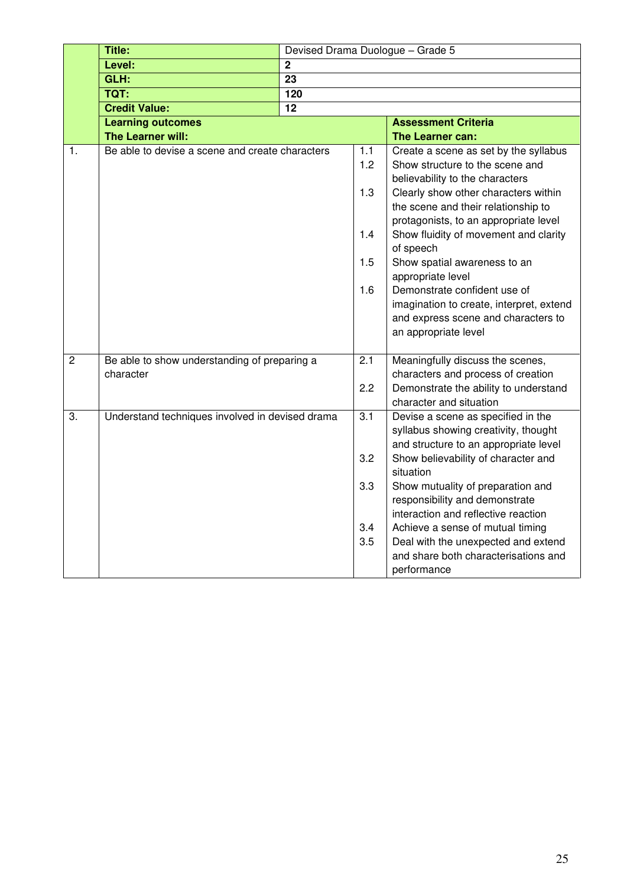| | Title: | Devised Drama Duologue – Grade 5 | | |
|---|---|---|---|---|
| | **Level:** | **2** | | |
| | **GLH:** | **23** | | |
| | **TQT:** | **120** | | |
| | **Credit Value:** | **12** | | |
| | **Learning outcomes** **The Learner will:** | | | **Assessment Criteria** **The Learner can:** |
| 1. | Be able to devise a scene and create characters | | 1.1 | Create a scene as set by the syllabus |
| | | | 1.2 | Show structure to the scene and believability to the characters |
| | | | 1.3 | Clearly show other characters within the scene and their relationship to protagonists, to an appropriate level |
| | | | 1.4 | Show fluidity of movement and clarity of speech |
| | | | 1.5 | Show spatial awareness to an appropriate level |
| | | | 1.6 | Demonstrate confident use of imagination to create, interpret, extend and express scene and characters to an appropriate level |
| 2 | Be able to show understanding of preparing a character | | 2.1 | Meaningfully discuss the scenes, characters and process of creation |
| | | | 2.2 | Demonstrate the ability to understand character and situation |
| 3. | Understand techniques involved in devised drama | | 3.1 | Devise a scene as specified in the syllabus showing creativity, thought and structure to an appropriate level |
| | | | 3.2 | Show believability of character and situation |
| | | | 3.3 | Show mutuality of preparation and responsibility and demonstrate interaction and reflective reaction |
| | | | 3.4 | Achieve a sense of mutual timing |
| | | | 3.5 | Deal with the unexpected and extend and share both characterisations and performance |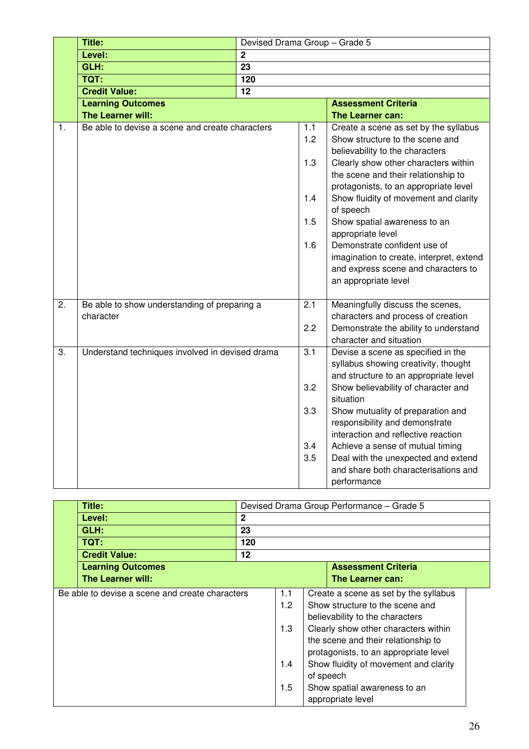| | | | | |
|---|---|---|---|---|
| | **Title:** | Devised Drama Group – Grade 5 | | |
| | **Level:** | **2** | | |
| | **GLH:** | **23** | | |
| | **TQT:** | **120** | | |
| | **Credit Value:** | **12** | | |
| | **Learning Outcomes** **The Learner will:** | | | **Assessment Criteria** **The Learner can:** |
| 1. | Be able to devise a scene and create characters | | 1.1 | Create a scene as set by the syllabus |
| | | | 1.2 | Show structure to the scene and believability to the characters |
| | | | 1.3 | Clearly show other characters within the scene and their relationship to protagonists, to an appropriate level |
| | | | 1.4 | Show fluidity of movement and clarity of speech |
| | | | 1.5 | Show spatial awareness to an appropriate level |
| | | | 1.6 | Demonstrate confident use of imagination to create, interpret, extend and express scene and characters to an appropriate level |
| 2. | Be able to show understanding of preparing a character | | 2.1 | Meaningfully discuss the scenes, characters and process of creation |
| | | | 2.2 | Demonstrate the ability to understand character and situation |
| 3. | Understand techniques involved in devised drama | | 3.1 | Devise a scene as specified in the syllabus showing creativity, thought and structure to an appropriate level |
| | | | 3.2 | Show believability of character and situation |
| | | | 3.3 | Show mutuality of preparation and responsibility and demonstrate interaction and reflective reaction |
| | | | 3.4 | Achieve a sense of mutual timing |
| | | | 3.5 | Deal with the unexpected and extend and share both characterisations and performance |

| | | | | |
|---|---|---|---|---|
| | **Title:** | Devised Drama Group Performance – Grade 5 | | |
| | **Level:** | **2** | | |
| | **GLH:** | **23** | | |
| | **TQT:** | **120** | | |
| | **Credit Value:** | **12** | | |
| | **Learning Outcomes** **The Learner will:** | | | **Assessment Criteria** **The Learner can:** |
| | Be able to devise a scene and create characters | | 1.1 | Create a scene as set by the syllabus |
| | | | 1.2 | Show structure to the scene and believability to the characters |
| | | | 1.3 | Clearly show other characters within the scene and their relationship to protagonists, to an appropriate level |
| | | | 1.4 | Show fluidity of movement and clarity of speech |
| | | | 1.5 | Show spatial awareness to an appropriate level |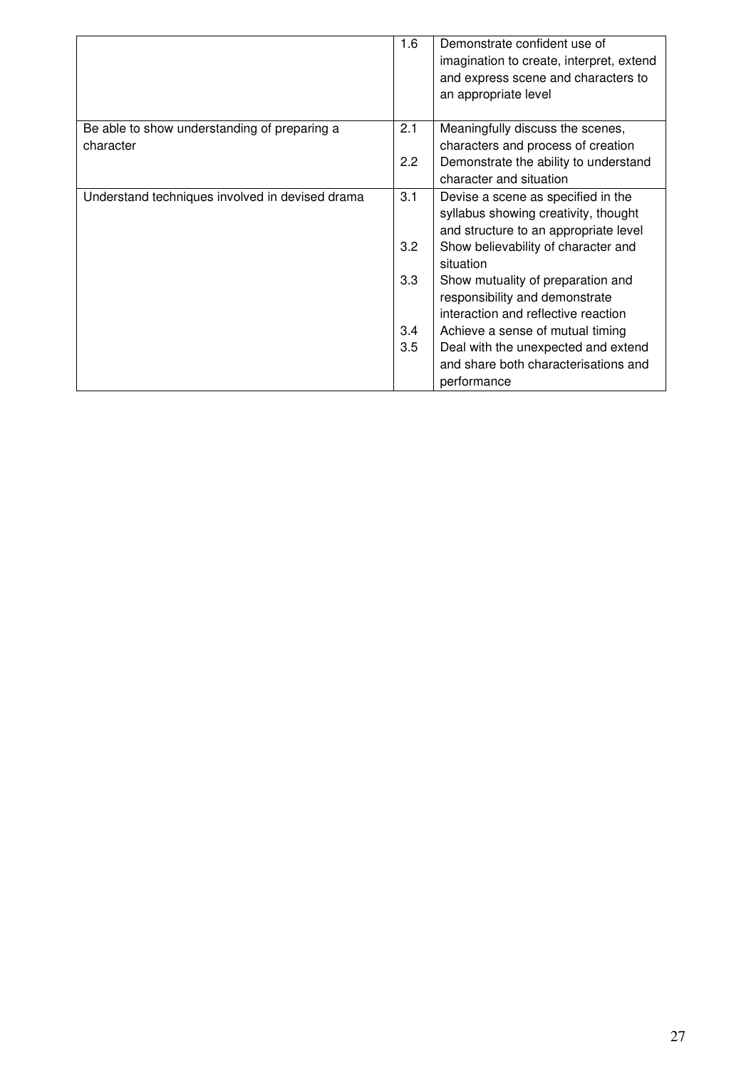| | | |
|---|---|---|
| | 1.6 | Demonstrate confident use of imagination to create, interpret, extend and express scene and characters to an appropriate level |
| Be able to show understanding of preparing a character | 2.1 | Meaningfully discuss the scenes, characters and process of creation |
| | 2.2 | Demonstrate the ability to understand character and situation |
| Understand techniques involved in devised drama | 3.1 | Devise a scene as specified in the syllabus showing creativity, thought and structure to an appropriate level |
| | 3.2 | Show believability of character and situation |
| | 3.3 | Show mutuality of preparation and responsibility and demonstrate interaction and reflective reaction |
| | 3.4 | Achieve a sense of mutual timing |
| | 3.5 | Deal with the unexpected and extend and share both characterisations and performance |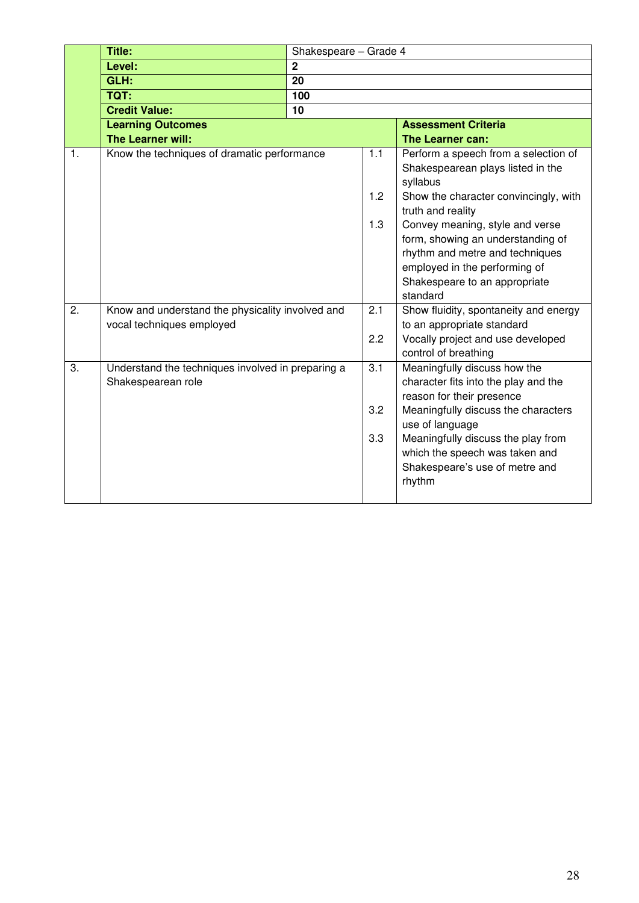| | Title: | Shakespeare – Grade 4 | |
|---|---|---|---|
| | **Level:** | **2** | |
| | **GLH:** | **20** | |
| | **TQT:** | **100** | |
| | **Credit Value:** | **10** | |
| | **Learning Outcomes** **The Learner will:** | | **Assessment Criteria** **The Learner can:** |
| 1. | Know the techniques of dramatic performance | 1.1 | Perform a speech from a selection of Shakespearean plays listed in the syllabus |
| | | 1.2 | Show the character convincingly, with truth and reality |
| | | 1.3 | Convey meaning, style and verse form, showing an understanding of rhythm and metre and techniques employed in the performing of Shakespeare to an appropriate standard |
| 2. | Know and understand the physicality involved and vocal techniques employed | 2.1 | Show fluidity, spontaneity and energy to an appropriate standard |
| | | 2.2 | Vocally project and use developed control of breathing |
| 3. | Understand the techniques involved in preparing a Shakespearean role | 3.1 | Meaningfully discuss how the character fits into the play and the reason for their presence |
| | | 3.2 | Meaningfully discuss the characters use of language |
| | | 3.3 | Meaningfully discuss the play from which the speech was taken and Shakespeare's use of metre and rhythm |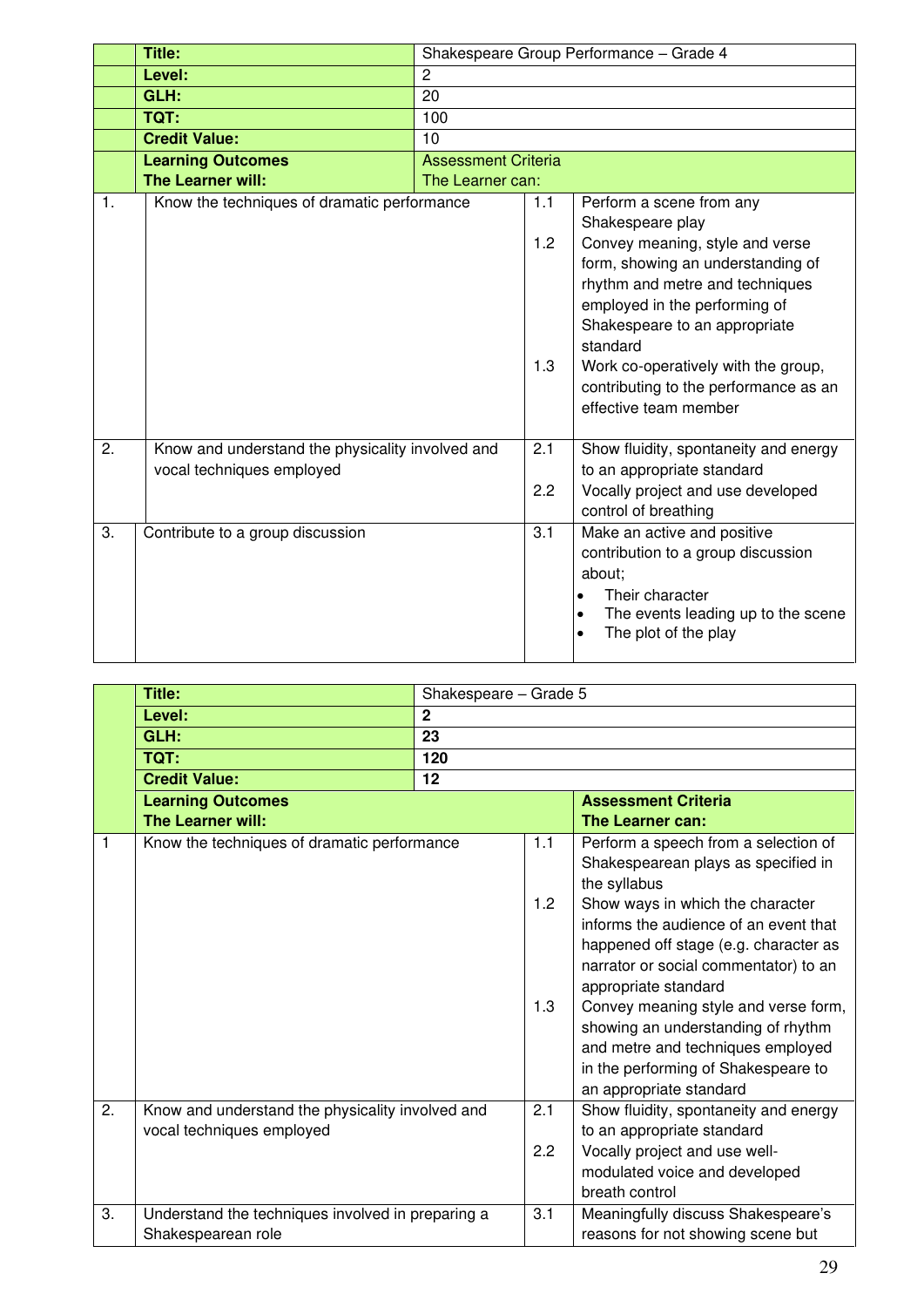| | Title: | Shakespeare Group Performance – Grade 4 | |
|---|---|---|---|
| | Level: | 2 | |
| | GLH: | 20 | |
| | TQT: | 100 | |
| | Credit Value: | 10 | |
| | **Learning Outcomes**<br>**The Learner will:** | Assessment Criteria<br>The Learner can: | |
| 1. | Know the techniques of dramatic performance | 1.1<br><br>1.2<br><br><br><br><br><br>1.3 | Perform a scene from any Shakespeare play<br><br>Convey meaning, style and verse form, showing an understanding of rhythm and metre and techniques employed in the performing of Shakespeare to an appropriate standard<br><br>Work co-operatively with the group, contributing to the performance as an effective team member |
| 2. | Know and understand the physicality involved and vocal techniques employed | 2.1<br><br>2.2 | Show fluidity, spontaneity and energy to an appropriate standard<br><br>Vocally project and use developed control of breathing |
| 3. | Contribute to a group discussion | 3.1 | Make an active and positive contribution to a group discussion about;<br>• Their character<br>• The events leading up to the scene<br>• The plot of the play |

| | Title: | Shakespeare – Grade 5 | |
|---|---|---|---|
| | Level: | **2** | |
| | GLH: | **23** | |
| | TQT: | **120** | |
| | Credit Value: | **12** | |
| | **Learning Outcomes**<br>**The Learner will:** | | **Assessment Criteria**<br>**The Learner can:** |
| 1 | Know the techniques of dramatic performance | 1.1<br><br><br>1.2<br><br><br><br><br>1.3 | Perform a speech from a selection of Shakespearean plays as specified in the syllabus<br><br>Show ways in which the character informs the audience of an event that happened off stage (e.g. character as narrator or social commentator) to an appropriate standard<br><br>Convey meaning style and verse form, showing an understanding of rhythm and metre and techniques employed in the performing of Shakespeare to an appropriate standard |
| 2. | Know and understand the physicality involved and vocal techniques employed | 2.1<br><br>2.2 | Show fluidity, spontaneity and energy to an appropriate standard<br><br>Vocally project and use well-modulated voice and developed breath control |
| 3. | Understand the techniques involved in preparing a Shakespearean role | 3.1 | Meaningfully discuss Shakespeare's reasons for not showing scene but |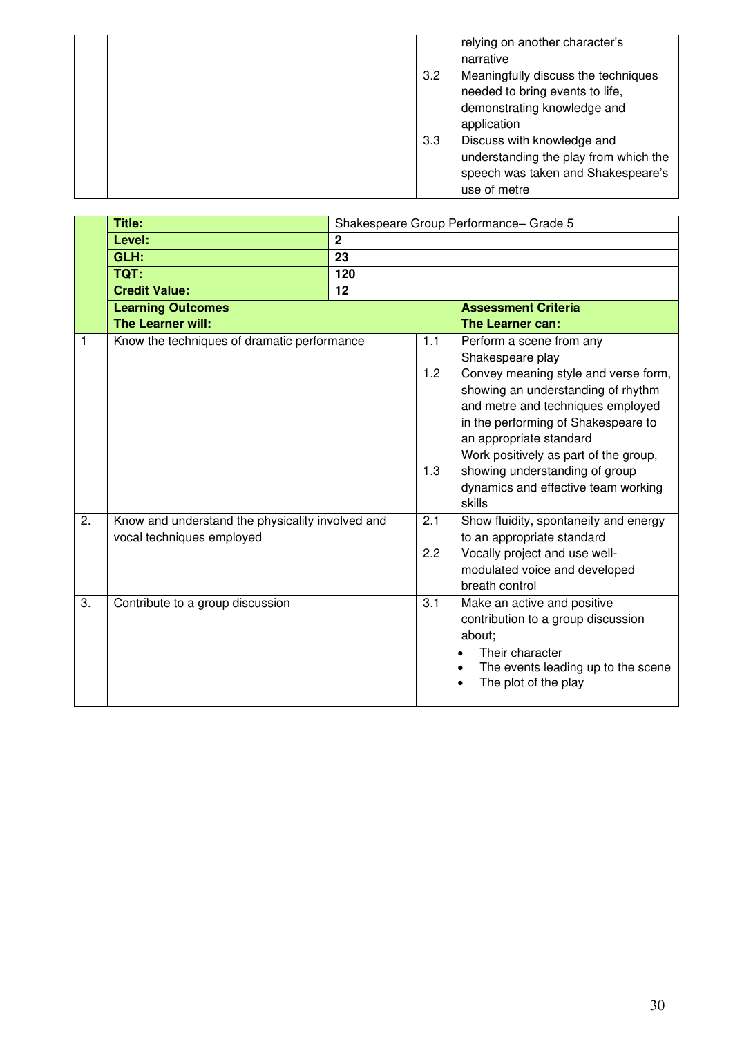| | | | |
|---|---|---|---|
| | | | relying on another character's narrative |
| | | 3.2 | Meaningfully discuss the techniques needed to bring events to life, demonstrating knowledge and application |
| | | 3.3 | Discuss with knowledge and understanding the play from which the speech was taken and Shakespeare's use of metre |

| | **Title:** | Shakespeare Group Performance– Grade 5 | |
|---|---|---|---|
| | **Level:** | **2** | |
| | **GLH:** | **23** | |
| | **TQT:** | **120** | |
| | **Credit Value:** | **12** | |
| | **Learning Outcomes**<br>**The Learner will:** | | **Assessment Criteria**<br>**The Learner can:** |
| 1 | Know the techniques of dramatic performance | 1.1 | Perform a scene from any Shakespeare play |
| | | 1.2 | Convey meaning style and verse form, showing an understanding of rhythm and metre and techniques employed in the performing of Shakespeare to an appropriate standard |
| | | 1.3 | Work positively as part of the group, showing understanding of group dynamics and effective team working skills |
| 2. | Know and understand the physicality involved and vocal techniques employed | 2.1 | Show fluidity, spontaneity and energy to an appropriate standard |
| | | 2.2 | Vocally project and use well-modulated voice and developed breath control |
| 3. | Contribute to a group discussion | 3.1 | Make an active and positive contribution to a group discussion about;<br>• Their character<br>• The events leading up to the scene<br>• The plot of the play |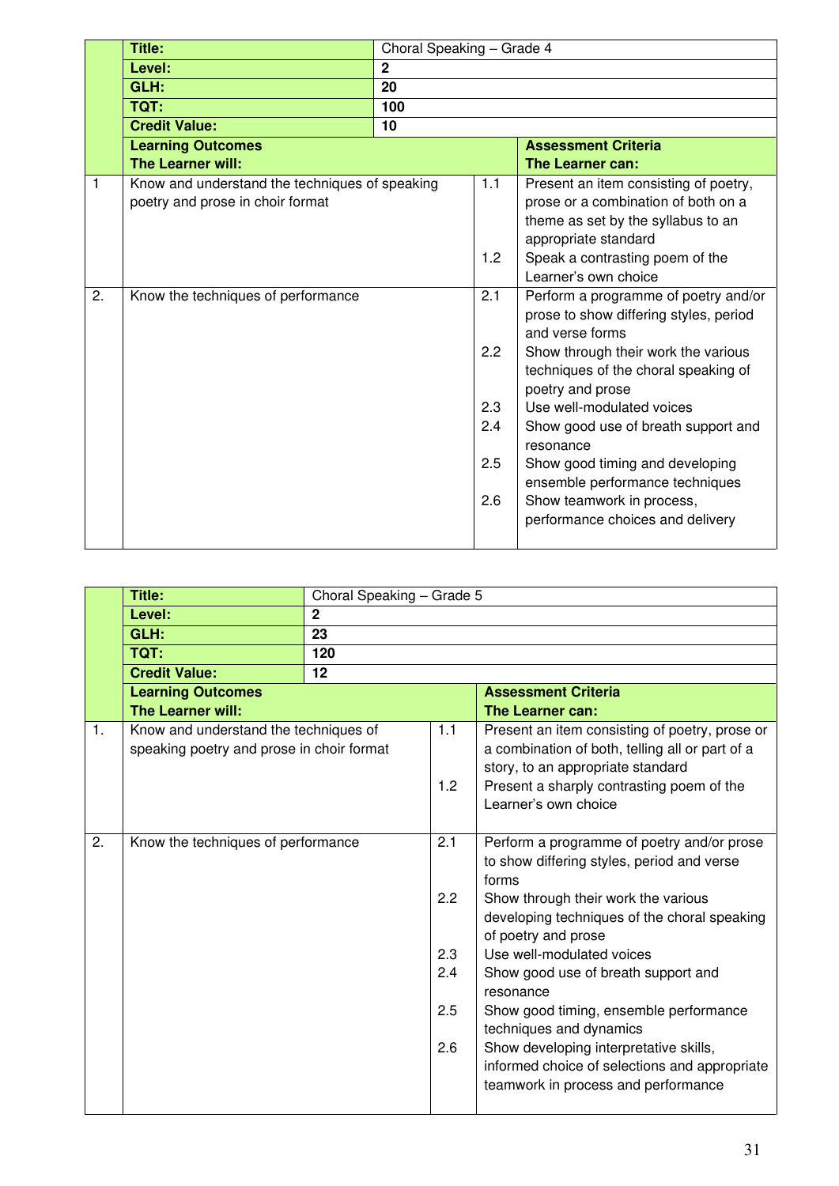| | | | | |
|---|---|---|---|---|
| | **Title:** | Choral Speaking – Grade 4 | | |
| | **Level:** | **2** | | |
| | **GLH:** | **20** | | |
| | **TQT:** | **100** | | |
| | **Credit Value:** | **10** | | |
| | **Learning Outcomes**<br>**The Learner will:** | | | **Assessment Criteria**<br>**The Learner can:** |
| 1 | Know and understand the techniques of speaking poetry and prose in choir format | | 1.1 | Present an item consisting of poetry, prose or a combination of both on a theme as set by the syllabus to an appropriate standard |
| | | | 1.2 | Speak a contrasting poem of the Learner's own choice |
| 2. | Know the techniques of performance | | 2.1 | Perform a programme of poetry and/or prose to show differing styles, period and verse forms |
| | | | 2.2 | Show through their work the various techniques of the choral speaking of poetry and prose |
| | | | 2.3 | Use well-modulated voices |
| | | | 2.4 | Show good use of breath support and resonance |
| | | | 2.5 | Show good timing and developing ensemble performance techniques |
| | | | 2.6 | Show teamwork in process, performance choices and delivery |

| | | | | |
|---|---|---|---|---|
| | **Title:** | Choral Speaking – Grade 5 | | |
| | **Level:** | **2** | | |
| | **GLH:** | **23** | | |
| | **TQT:** | **120** | | |
| | **Credit Value:** | **12** | | |
| | **Learning Outcomes**<br>**The Learner will:** | | | **Assessment Criteria**<br>**The Learner can:** |
| 1. | Know and understand the techniques of speaking poetry and prose in choir format | | 1.1 | Present an item consisting of poetry, prose or a combination of both, telling all or part of a story, to an appropriate standard |
| | | | 1.2 | Present a sharply contrasting poem of the Learner's own choice |
| 2. | Know the techniques of performance | | 2.1 | Perform a programme of poetry and/or prose to show differing styles, period and verse forms |
| | | | 2.2 | Show through their work the various developing techniques of the choral speaking of poetry and prose |
| | | | 2.3 | Use well-modulated voices |
| | | | 2.4 | Show good use of breath support and resonance |
| | | | 2.5 | Show good timing, ensemble performance techniques and dynamics |
| | | | 2.6 | Show developing interpretative skills, informed choice of selections and appropriate teamwork in process and performance |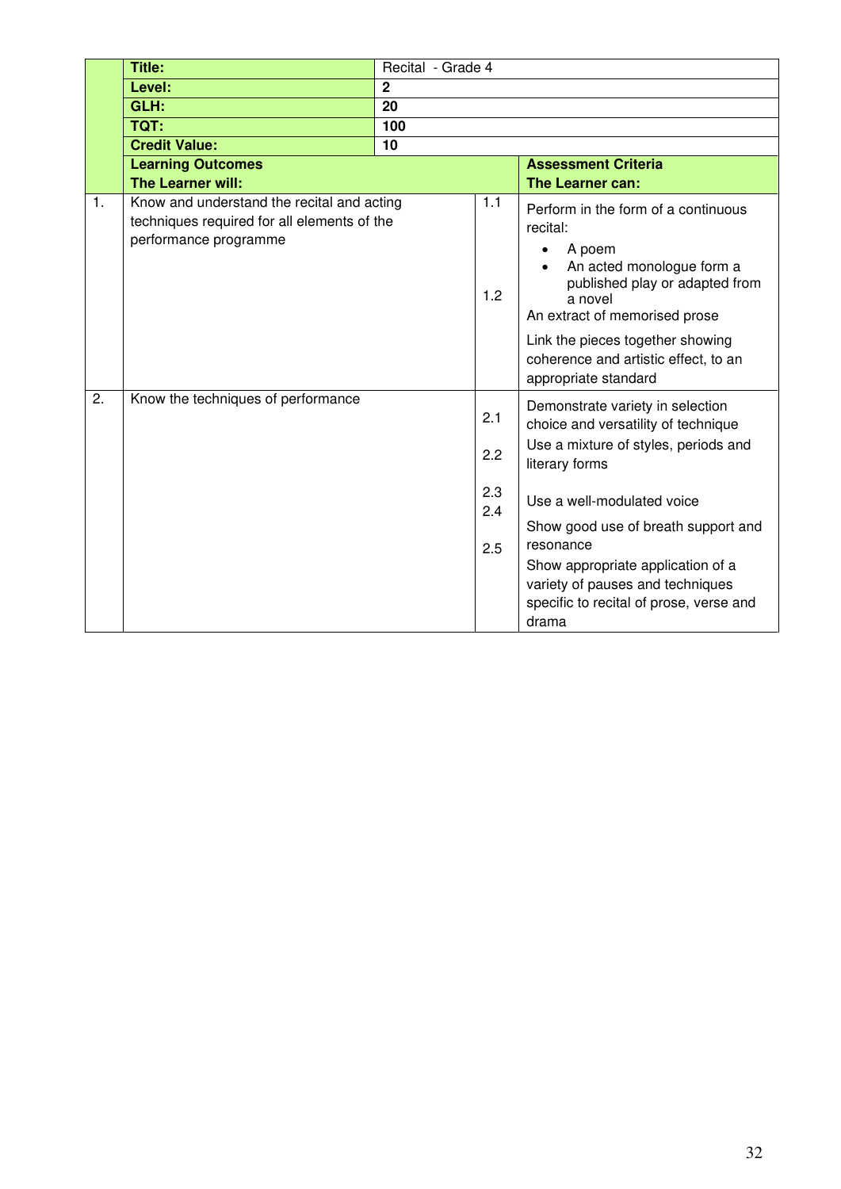| | Title: | Recital - Grade 4 | | |
|---|---|---|---|---|
| | **Level:** | **2** | | |
| | **GLH:** | **20** | | |
| | **TQT:** | **100** | | |
| | **Credit Value:** | **10** | | |
| | **Learning Outcomes**<br>**The Learner will:** | | | **Assessment Criteria**<br>**The Learner can:** |
| 1. | Know and understand the recital and acting techniques required for all elements of the performance programme | | 1.1 | Perform in the form of a continuous recital:<br>• A poem<br>• An acted monologue form a published play or adapted from a novel<br>An extract of memorised prose |
| | | | 1.2 | Link the pieces together showing coherence and artistic effect, to an appropriate standard |
| 2. | Know the techniques of performance | | 2.1 | Demonstrate variety in selection choice and versatility of technique |
| | | | 2.2 | Use a mixture of styles, periods and literary forms |
| | | | 2.3 | Use a well-modulated voice |
| | | | 2.4 | Show good use of breath support and resonance |
| | | | 2.5 | Show appropriate application of a variety of pauses and techniques specific to recital of prose, verse and drama |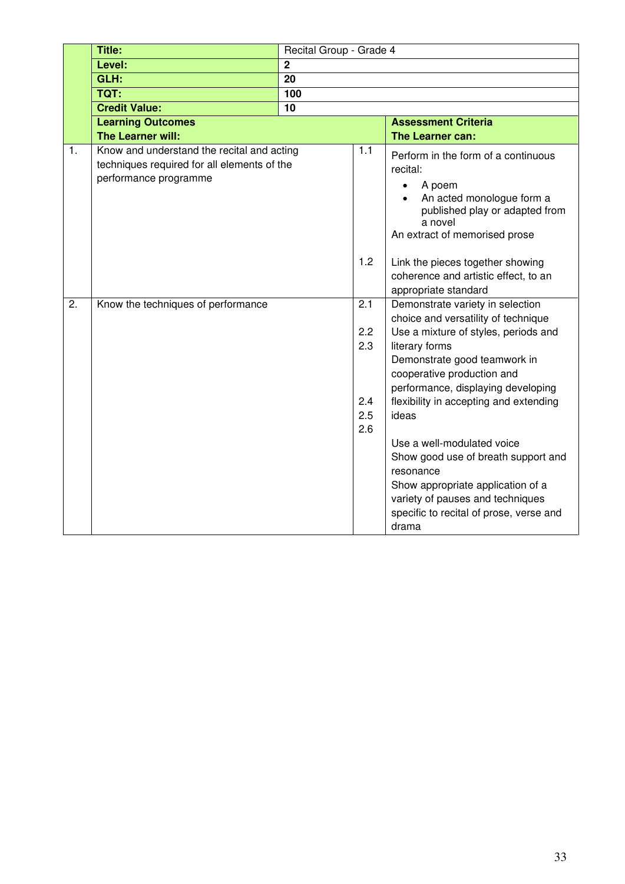| | Title: | Recital Group - Grade 4 | | |
|---|---|---|---|---|
| | **Level:** | **2** | | |
| | **GLH:** | **20** | | |
| | **TQT:** | **100** | | |
| | **Credit Value:** | **10** | | |
| | **Learning Outcomes**<br>**The Learner will:** | | | **Assessment Criteria**<br>**The Learner can:** |
| 1. | Know and understand the recital and acting techniques required for all elements of the performance programme | | 1.1 | Perform in the form of a continuous recital:<br>• A poem<br>• An acted monologue form a published play or adapted from a novel<br>An extract of memorised prose |
| | | | 1.2 | Link the pieces together showing coherence and artistic effect, to an appropriate standard |
| 2. | Know the techniques of performance | | 2.1 | Demonstrate variety in selection choice and versatility of technique |
| | | | 2.2 | Use a mixture of styles, periods and literary forms |
| | | | 2.3 | Demonstrate good teamwork in cooperative production and performance, displaying developing flexibility in accepting and extending ideas |
| | | | 2.4 | Use a well-modulated voice |
| | | | 2.5 | Show good use of breath support and resonance |
| | | | 2.6 | Show appropriate application of a variety of pauses and techniques specific to recital of prose, verse and drama |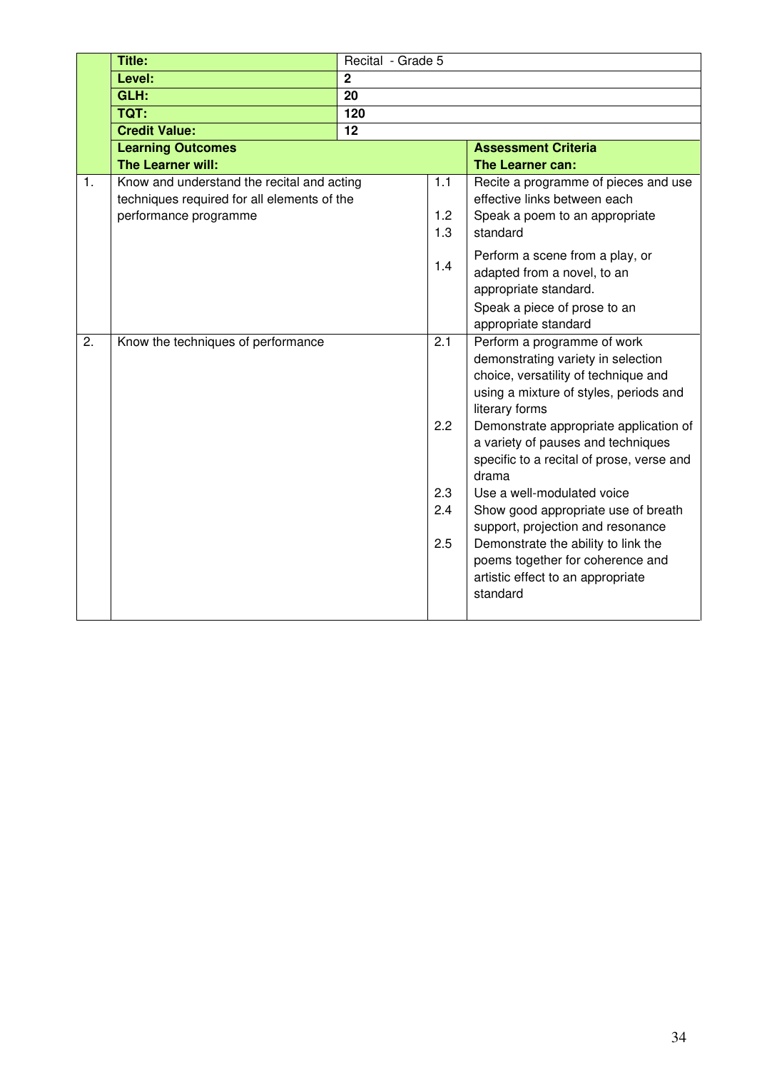| | Title: | Recital - Grade 5 | |
|---|---|---|---|
| | **Level:** | **2** | |
| | **GLH:** | **20** | |
| | **TQT:** | **120** | |
| | **Credit Value:** | **12** | |
| | **Learning Outcomes**<br>**The Learner will:** | | **Assessment Criteria**<br>**The Learner can:** |
| 1. | Know and understand the recital and acting techniques required for all elements of the performance programme | 1.1 | Recite a programme of pieces and use effective links between each |
| | | 1.2 | Speak a poem to an appropriate standard |
| | | 1.3 | Perform a scene from a play, or adapted from a novel, to an appropriate standard. |
| | | 1.4 | Speak a piece of prose to an appropriate standard |
| 2. | Know the techniques of performance | 2.1 | Perform a programme of work demonstrating variety in selection choice, versatility of technique and using a mixture of styles, periods and literary forms |
| | | 2.2 | Demonstrate appropriate application of a variety of pauses and techniques specific to a recital of prose, verse and drama |
| | | 2.3 | Use a well-modulated voice |
| | | 2.4 | Show good appropriate use of breath support, projection and resonance |
| | | 2.5 | Demonstrate the ability to link the poems together for coherence and artistic effect to an appropriate standard |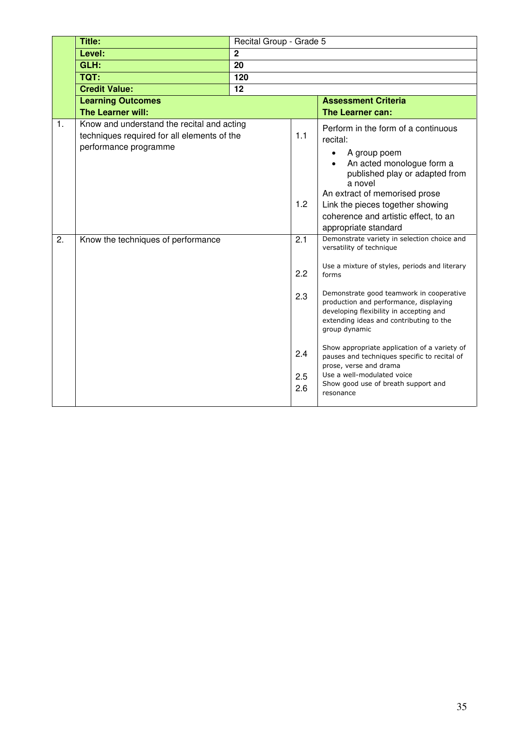| | Title: | Recital Group - Grade 5 | | |
|---|---|---|---|---|
| | **Level:** | **2** | | |
| | **GLH:** | **20** | | |
| | **TQT:** | **120** | | |
| | **Credit Value:** | **12** | | |
| | **Learning Outcomes**<br>**The Learner will:** | | | **Assessment Criteria**<br>**The Learner can:** |
| 1. | Know and understand the recital and acting techniques required for all elements of the performance programme | | 1.1 | Perform in the form of a continuous recital:<br>• A group poem<br>• An acted monologue form a published play or adapted from a novel<br>An extract of memorised prose |
| | | | 1.2 | Link the pieces together showing coherence and artistic effect, to an appropriate standard |
| 2. | Know the techniques of performance | | 2.1 | Demonstrate variety in selection choice and versatility of technique |
| | | | 2.2 | Use a mixture of styles, periods and literary forms |
| | | | 2.3 | Demonstrate good teamwork in cooperative production and performance, displaying developing flexibility in accepting and extending ideas and contributing to the group dynamic |
| | | | 2.4 | Show appropriate application of a variety of pauses and techniques specific to recital of prose, verse and drama |
| | | | 2.5 | Use a well-modulated voice |
| | | | 2.6 | Show good use of breath support and resonance |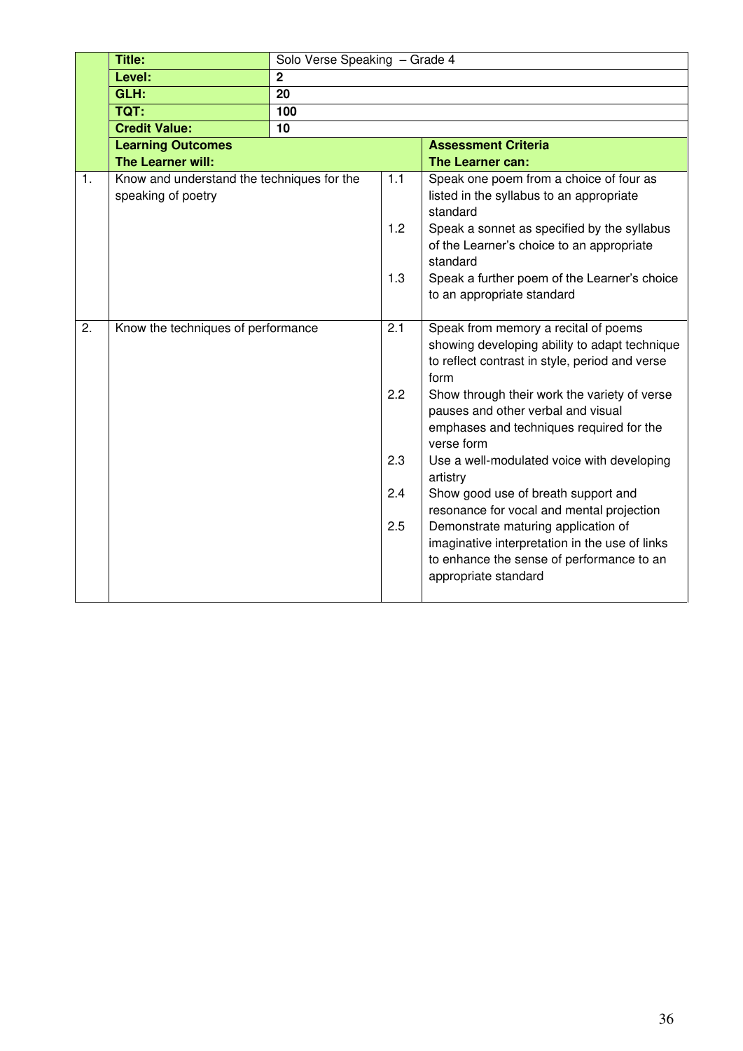| | | | | |
|---|---|---|---|---|
| | **Title:** | Solo Verse Speaking – Grade 4 | | |
| | **Level:** | **2** | | |
| | **GLH:** | **20** | | |
| | **TQT:** | **100** | | |
| | **Credit Value:** | **10** | | |
| | **Learning Outcomes**<br>**The Learner will:** | | | **Assessment Criteria**<br>**The Learner can:** |
| 1. | Know and understand the techniques for the speaking of poetry | | 1.1 | Speak one poem from a choice of four as listed in the syllabus to an appropriate standard |
| | | | 1.2 | Speak a sonnet as specified by the syllabus of the Learner's choice to an appropriate standard |
| | | | 1.3 | Speak a further poem of the Learner's choice to an appropriate standard |
| 2. | Know the techniques of performance | | 2.1 | Speak from memory a recital of poems showing developing ability to adapt technique to reflect contrast in style, period and verse form |
| | | | 2.2 | Show through their work the variety of verse pauses and other verbal and visual emphases and techniques required for the verse form |
| | | | 2.3 | Use a well-modulated voice with developing artistry |
| | | | 2.4 | Show good use of breath support and resonance for vocal and mental projection |
| | | | 2.5 | Demonstrate maturing application of imaginative interpretation in the use of links to enhance the sense of performance to an appropriate standard |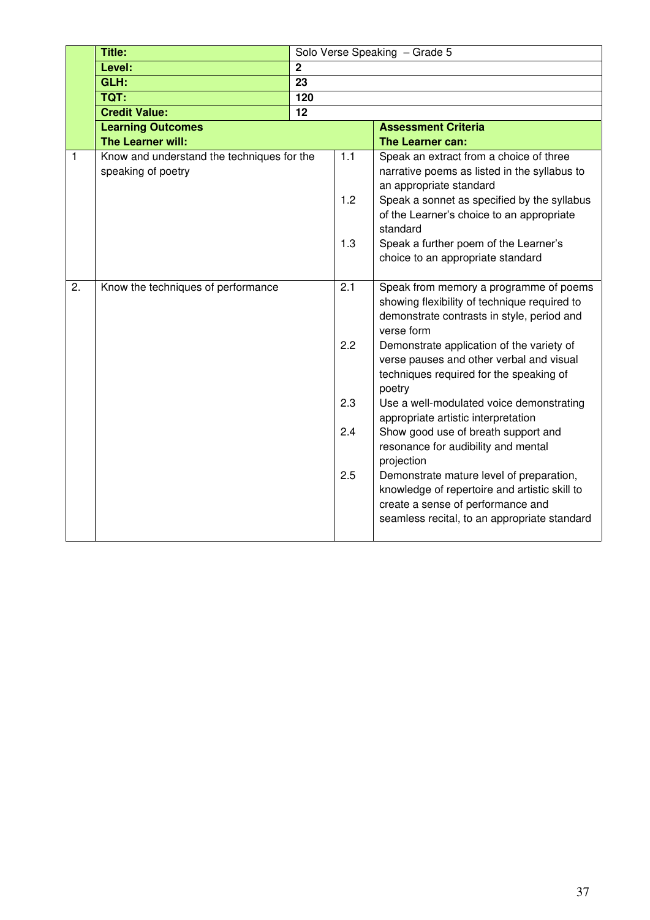| | | |
|---|---|---|
| **Title:** | Solo Verse Speaking – Grade 5 | |
| **Level:** | **2** | |
| **GLH:** | **23** | |
| **TQT:** | **120** | |
| **Credit Value:** | **12** | |

| | **Learning Outcomes**<br>**The Learner will:** | | **Assessment Criteria**<br>**The Learner can:** |
|---|---|---|---|
| 1 | Know and understand the techniques for the speaking of poetry | 1.1 | Speak an extract from a choice of three narrative poems as listed in the syllabus to an appropriate standard |
| | | 1.2 | Speak a sonnet as specified by the syllabus of the Learner's choice to an appropriate standard |
| | | 1.3 | Speak a further poem of the Learner's choice to an appropriate standard |
| 2. | Know the techniques of performance | 2.1 | Speak from memory a programme of poems showing flexibility of technique required to demonstrate contrasts in style, period and verse form |
| | | 2.2 | Demonstrate application of the variety of verse pauses and other verbal and visual techniques required for the speaking of poetry |
| | | 2.3 | Use a well-modulated voice demonstrating appropriate artistic interpretation |
| | | 2.4 | Show good use of breath support and resonance for audibility and mental projection |
| | | 2.5 | Demonstrate mature level of preparation, knowledge of repertoire and artistic skill to create a sense of performance and seamless recital, to an appropriate standard |